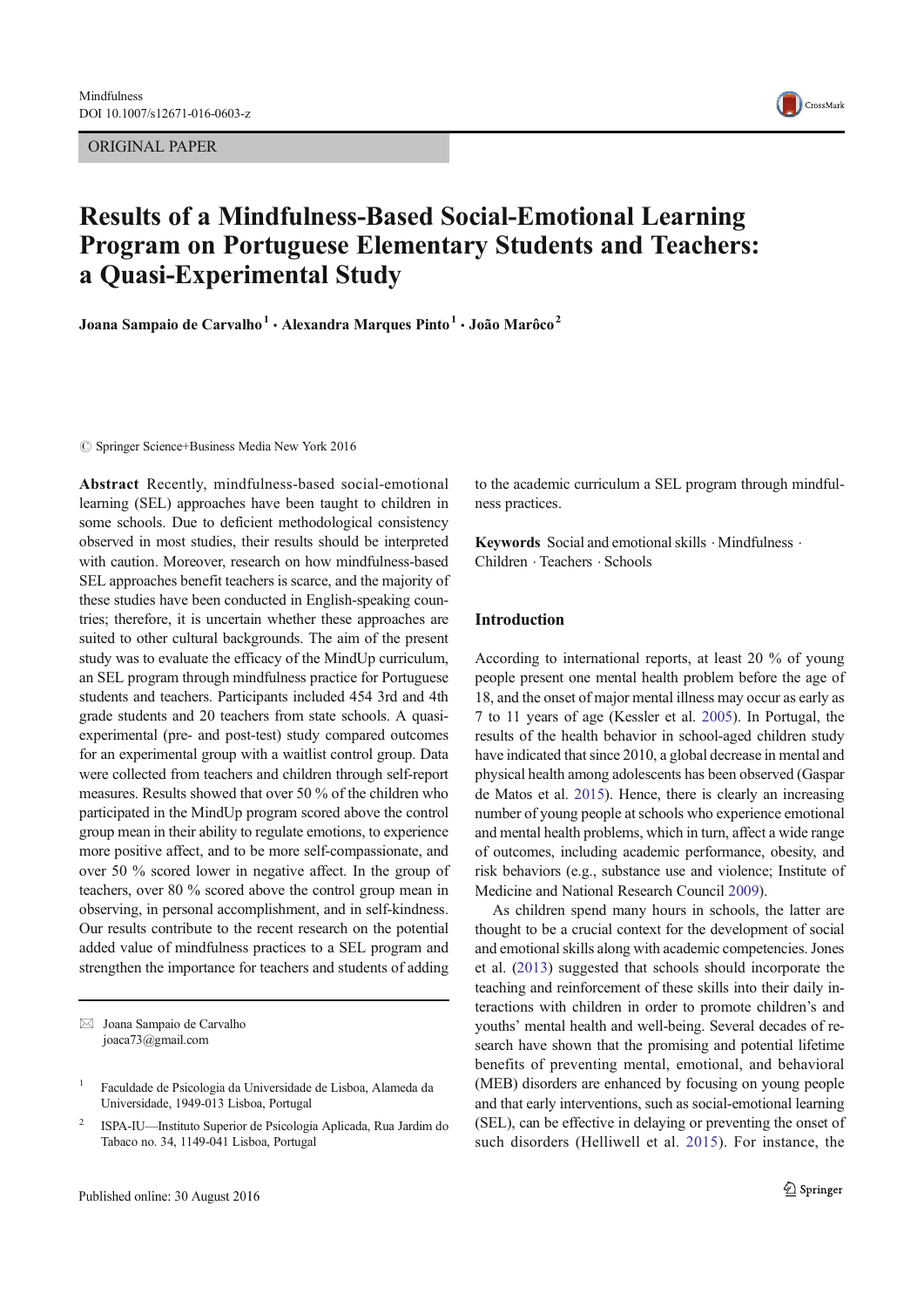ORIGINAL PAPER

# Results of a Mindfulness-Based Social-Emotional Learning Program on Portuguese Elementary Students and Teachers: a Quasi-Experimental Study

**Joana Sampaio de Carvalho[1] · Alexandra Marques Pinto[1] · João Marôco[2]**

© Springer Science+Business Media New York 2016

**Abstract** Recently, mindfulness-based social-emotional learning (SEL) approaches have been taught to children in some schools. Due to deficient methodological consistency observed in most studies, their results should be interpreted with caution. Moreover, research on how mindfulness-based SEL approaches benefit teachers is scarce, and the majority of these studies have been conducted in English-speaking countries; therefore, it is uncertain whether these approaches are suited to other cultural backgrounds. The aim of the present study was to evaluate the efficacy of the MindUp curriculum, an SEL program through mindfulness practice for Portuguese students and teachers. Participants included 454 3rd and 4th grade students and 20 teachers from state schools. A quasi-experimental (pre- and post-test) study compared outcomes for an experimental group with a waitlist control group. Data were collected from teachers and children through self-report measures. Results showed that over 50 % of the children who participated in the MindUp program scored above the control group mean in their ability to regulate emotions, to experience more positive affect, and to be more self-compassionate, and over 50 % scored lower in negative affect. In the group of teachers, over 80 % scored above the control group mean in observing, in personal accomplishment, and in self-kindness. Our results contribute to the recent research on the potential added value of mindfulness practices to a SEL program and strengthen the importance for teachers and students of adding to the academic curriculum a SEL program through mindfulness practices.

**Keywords** Social and emotional skills · Mindfulness · Children · Teachers · Schools

✉ Joana Sampaio de Carvalho
joaca73@gmail.com

[1] Faculdade de Psicologia da Universidade de Lisboa, Alameda da Universidade, 1949-013 Lisboa, Portugal

[2] ISPA-IU—Instituto Superior de Psicologia Aplicada, Rua Jardim do Tabaco no. 34, 1149-041 Lisboa, Portugal

## Introduction

According to international reports, at least 20 % of young people present one mental health problem before the age of 18, and the onset of major mental illness may occur as early as 7 to 11 years of age (Kessler et al. 2005). In Portugal, the results of the health behavior in school-aged children study have indicated that since 2010, a global decrease in mental and physical health among adolescents has been observed (Gaspar de Matos et al. 2015). Hence, there is clearly an increasing number of young people at schools who experience emotional and mental health problems, which in turn, affect a wide range of outcomes, including academic performance, obesity, and risk behaviors (e.g., substance use and violence; Institute of Medicine and National Research Council 2009).

As children spend many hours in schools, the latter are thought to be a crucial context for the development of social and emotional skills along with academic competencies. Jones et al. (2013) suggested that schools should incorporate the teaching and reinforcement of these skills into their daily interactions with children in order to promote children's and youths' mental health and well-being. Several decades of research have shown that the promising and potential lifetime benefits of preventing mental, emotional, and behavioral (MEB) disorders are enhanced by focusing on young people and that early interventions, such as social-emotional learning (SEL), can be effective in delaying or preventing the onset of such disorders (Helliwell et al. 2015). For instance, the

Published online: 30 August 2016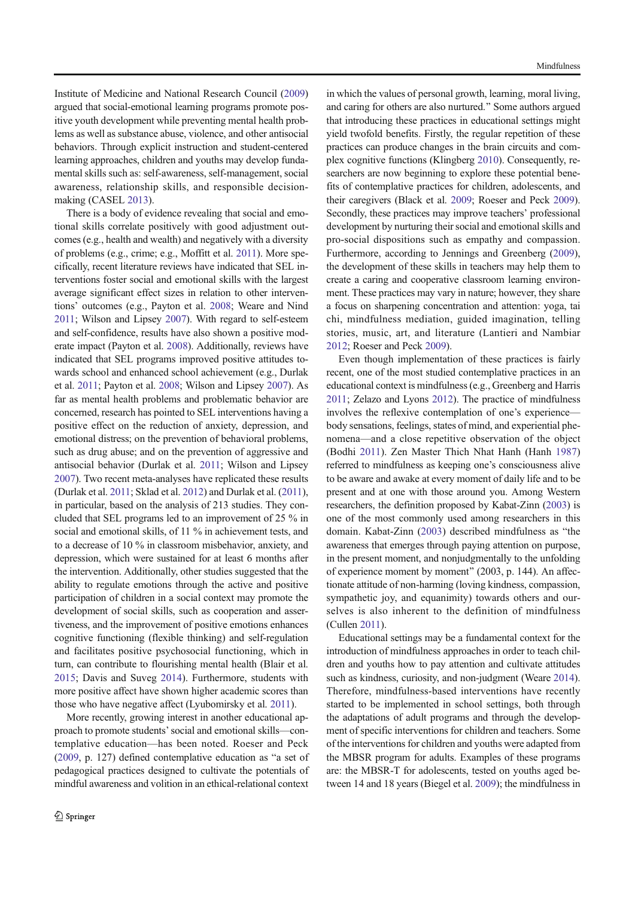Institute of Medicine and National Research Council (2009) argued that social-emotional learning programs promote positive youth development while preventing mental health problems as well as substance abuse, violence, and other antisocial behaviors. Through explicit instruction and student-centered learning approaches, children and youths may develop fundamental skills such as: self-awareness, self-management, social awareness, relationship skills, and responsible decision-making (CASEL 2013).

There is a body of evidence revealing that social and emotional skills correlate positively with good adjustment outcomes (e.g., health and wealth) and negatively with a diversity of problems (e.g., crime; e.g., Moffitt et al. 2011). More specifically, recent literature reviews have indicated that SEL interventions foster social and emotional skills with the largest average significant effect sizes in relation to other interventions' outcomes (e.g., Payton et al. 2008; Weare and Nind 2011; Wilson and Lipsey 2007). With regard to self-esteem and self-confidence, results have also shown a positive moderate impact (Payton et al. 2008). Additionally, reviews have indicated that SEL programs improved positive attitudes towards school and enhanced school achievement (e.g., Durlak et al. 2011; Payton et al. 2008; Wilson and Lipsey 2007). As far as mental health problems and problematic behavior are concerned, research has pointed to SEL interventions having a positive effect on the reduction of anxiety, depression, and emotional distress; on the prevention of behavioral problems, such as drug abuse; and on the prevention of aggressive and antisocial behavior (Durlak et al. 2011; Wilson and Lipsey 2007). Two recent meta-analyses have replicated these results (Durlak et al. 2011; Sklad et al. 2012) and Durlak et al. (2011), in particular, based on the analysis of 213 studies. They concluded that SEL programs led to an improvement of 25 % in social and emotional skills, of 11 % in achievement tests, and to a decrease of 10 % in classroom misbehavior, anxiety, and depression, which were sustained for at least 6 months after the intervention. Additionally, other studies suggested that the ability to regulate emotions through the active and positive participation of children in a social context may promote the development of social skills, such as cooperation and assertiveness, and the improvement of positive emotions enhances cognitive functioning (flexible thinking) and self-regulation and facilitates positive psychosocial functioning, which in turn, can contribute to flourishing mental health (Blair et al. 2015; Davis and Suveg 2014). Furthermore, students with more positive affect have shown higher academic scores than those who have negative affect (Lyubomirsky et al. 2011).

More recently, growing interest in another educational approach to promote students' social and emotional skills—contemplative education—has been noted. Roeser and Peck (2009, p. 127) defined contemplative education as "a set of pedagogical practices designed to cultivate the potentials of mindful awareness and volition in an ethical-relational context in which the values of personal growth, learning, moral living, and caring for others are also nurtured." Some authors argued that introducing these practices in educational settings might yield twofold benefits. Firstly, the regular repetition of these practices can produce changes in the brain circuits and complex cognitive functions (Klingberg 2010). Consequently, researchers are now beginning to explore these potential benefits of contemplative practices for children, adolescents, and their caregivers (Black et al. 2009; Roeser and Peck 2009). Secondly, these practices may improve teachers' professional development by nurturing their social and emotional skills and pro-social dispositions such as empathy and compassion. Furthermore, according to Jennings and Greenberg (2009), the development of these skills in teachers may help them to create a caring and cooperative classroom learning environment. These practices may vary in nature; however, they share a focus on sharpening concentration and attention: yoga, tai chi, mindfulness mediation, guided imagination, telling stories, music, art, and literature (Lantieri and Nambiar 2012; Roeser and Peck 2009).

Even though implementation of these practices is fairly recent, one of the most studied contemplative practices in an educational context is mindfulness (e.g., Greenberg and Harris 2011; Zelazo and Lyons 2012). The practice of mindfulness involves the reflexive contemplation of one's experience—body sensations, feelings, states of mind, and experiential phenomena—and a close repetitive observation of the object (Bodhi 2011). Zen Master Thich Nhat Hanh (Hanh 1987) referred to mindfulness as keeping one's consciousness alive to be aware and awake at every moment of daily life and to be present and at one with those around you. Among Western researchers, the definition proposed by Kabat-Zinn (2003) is one of the most commonly used among researchers in this domain. Kabat-Zinn (2003) described mindfulness as "the awareness that emerges through paying attention on purpose, in the present moment, and nonjudgmentally to the unfolding of experience moment by moment" (2003, p. 144). An affectionate attitude of non-harming (loving kindness, compassion, sympathetic joy, and equanimity) towards others and ourselves is also inherent to the definition of mindfulness (Cullen 2011).

Educational settings may be a fundamental context for the introduction of mindfulness approaches in order to teach children and youths how to pay attention and cultivate attitudes such as kindness, curiosity, and non-judgment (Weare 2014). Therefore, mindfulness-based interventions have recently started to be implemented in school settings, both through the adaptations of adult programs and through the development of specific interventions for children and teachers. Some of the interventions for children and youths were adapted from the MBSR program for adults. Examples of these programs are: the MBSR-T for adolescents, tested on youths aged between 14 and 18 years (Biegel et al. 2009); the mindfulness in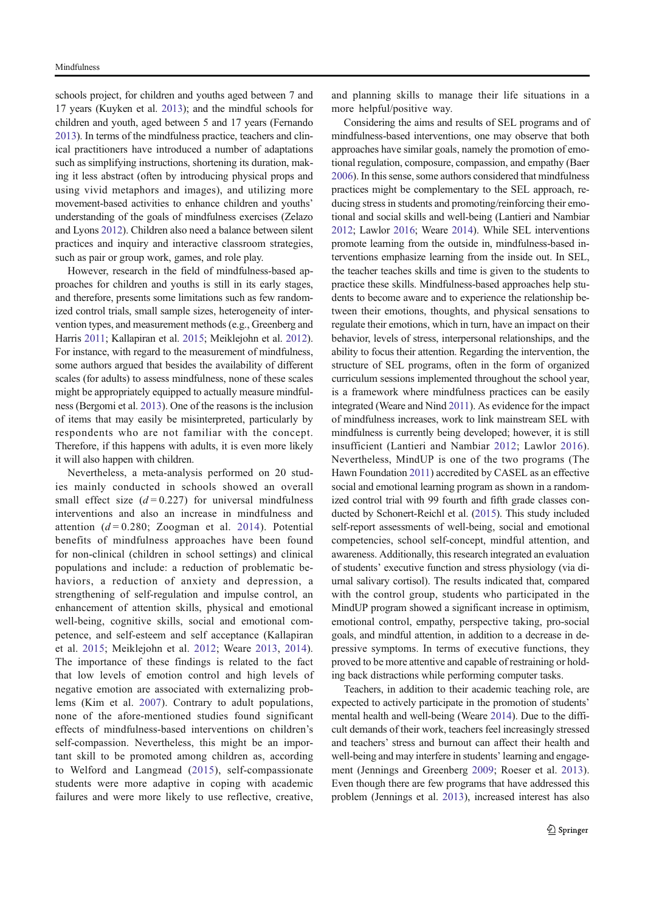schools project, for children and youths aged between 7 and 17 years (Kuyken et al. 2013); and the mindful schools for children and youth, aged between 5 and 17 years (Fernando 2013). In terms of the mindfulness practice, teachers and clinical practitioners have introduced a number of adaptations such as simplifying instructions, shortening its duration, making it less abstract (often by introducing physical props and using vivid metaphors and images), and utilizing more movement-based activities to enhance children and youths' understanding of the goals of mindfulness exercises (Zelazo and Lyons 2012). Children also need a balance between silent practices and inquiry and interactive classroom strategies, such as pair or group work, games, and role play.

However, research in the field of mindfulness-based approaches for children and youths is still in its early stages, and therefore, presents some limitations such as few randomized control trials, small sample sizes, heterogeneity of intervention types, and measurement methods (e.g., Greenberg and Harris 2011; Kallapiran et al. 2015; Meiklejohn et al. 2012). For instance, with regard to the measurement of mindfulness, some authors argued that besides the availability of different scales (for adults) to assess mindfulness, none of these scales might be appropriately equipped to actually measure mindfulness (Bergomi et al. 2013). One of the reasons is the inclusion of items that may easily be misinterpreted, particularly by respondents who are not familiar with the concept. Therefore, if this happens with adults, it is even more likely it will also happen with children.

Nevertheless, a meta-analysis performed on 20 studies mainly conducted in schools showed an overall small effect size ($d = 0.227$) for universal mindfulness interventions and also an increase in mindfulness and attention ($d = 0.280$; Zoogman et al. 2014). Potential benefits of mindfulness approaches have been found for non-clinical (children in school settings) and clinical populations and include: a reduction of problematic behaviors, a reduction of anxiety and depression, a strengthening of self-regulation and impulse control, an enhancement of attention skills, physical and emotional well-being, cognitive skills, social and emotional competence, and self-esteem and self acceptance (Kallapiran et al. 2015; Meiklejohn et al. 2012; Weare 2013, 2014). The importance of these findings is related to the fact that low levels of emotion control and high levels of negative emotion are associated with externalizing problems (Kim et al. 2007). Contrary to adult populations, none of the afore-mentioned studies found significant effects of mindfulness-based interventions on children's self-compassion. Nevertheless, this might be an important skill to be promoted among children as, according to Welford and Langmead (2015), self-compassionate students were more adaptive in coping with academic failures and were more likely to use reflective, creative, and planning skills to manage their life situations in a more helpful/positive way.

Considering the aims and results of SEL programs and of mindfulness-based interventions, one may observe that both approaches have similar goals, namely the promotion of emotional regulation, composure, compassion, and empathy (Baer 2006). In this sense, some authors considered that mindfulness practices might be complementary to the SEL approach, reducing stress in students and promoting/reinforcing their emotional and social skills and well-being (Lantieri and Nambiar 2012; Lawlor 2016; Weare 2014). While SEL interventions promote learning from the outside in, mindfulness-based interventions emphasize learning from the inside out. In SEL, the teacher teaches skills and time is given to the students to practice these skills. Mindfulness-based approaches help students to become aware and to experience the relationship between their emotions, thoughts, and physical sensations to regulate their emotions, which in turn, have an impact on their behavior, levels of stress, interpersonal relationships, and the ability to focus their attention. Regarding the intervention, the structure of SEL programs, often in the form of organized curriculum sessions implemented throughout the school year, is a framework where mindfulness practices can be easily integrated (Weare and Nind 2011). As evidence for the impact of mindfulness increases, work to link mainstream SEL with mindfulness is currently being developed; however, it is still insufficient (Lantieri and Nambiar 2012; Lawlor 2016). Nevertheless, MindUP is one of the two programs (The Hawn Foundation 2011) accredited by CASEL as an effective social and emotional learning program as shown in a randomized control trial with 99 fourth and fifth grade classes conducted by Schonert-Reichl et al. (2015). This study included self-report assessments of well-being, social and emotional competencies, school self-concept, mindful attention, and awareness. Additionally, this research integrated an evaluation of students' executive function and stress physiology (via diurnal salivary cortisol). The results indicated that, compared with the control group, students who participated in the MindUP program showed a significant increase in optimism, emotional control, empathy, perspective taking, pro-social goals, and mindful attention, in addition to a decrease in depressive symptoms. In terms of executive functions, they proved to be more attentive and capable of restraining or holding back distractions while performing computer tasks.

Teachers, in addition to their academic teaching role, are expected to actively participate in the promotion of students' mental health and well-being (Weare 2014). Due to the difficult demands of their work, teachers feel increasingly stressed and teachers' stress and burnout can affect their health and well-being and may interfere in students' learning and engagement (Jennings and Greenberg 2009; Roeser et al. 2013). Even though there are few programs that have addressed this problem (Jennings et al. 2013), increased interest has also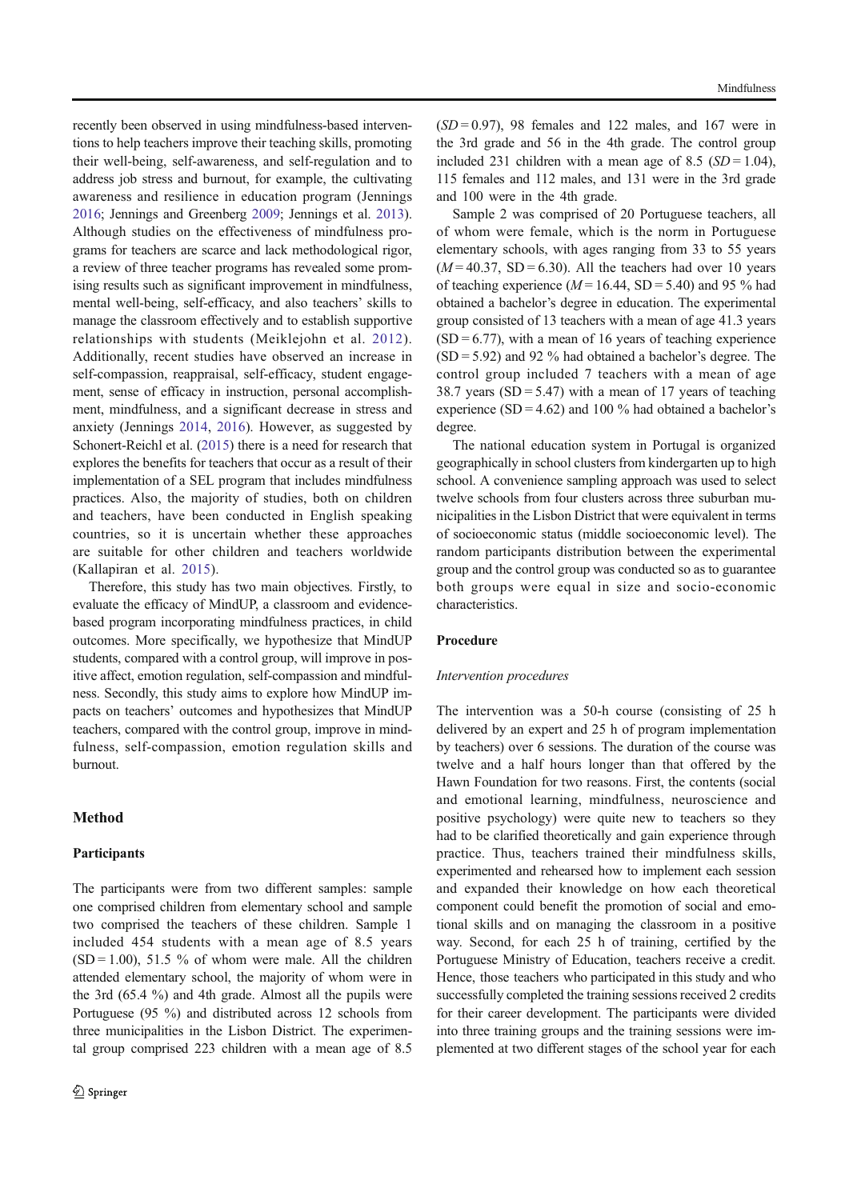recently been observed in using mindfulness-based interventions to help teachers improve their teaching skills, promoting their well-being, self-awareness, and self-regulation and to address job stress and burnout, for example, the cultivating awareness and resilience in education program (Jennings 2016; Jennings and Greenberg 2009; Jennings et al. 2013). Although studies on the effectiveness of mindfulness programs for teachers are scarce and lack methodological rigor, a review of three teacher programs has revealed some promising results such as significant improvement in mindfulness, mental well-being, self-efficacy, and also teachers' skills to manage the classroom effectively and to establish supportive relationships with students (Meiklejohn et al. 2012). Additionally, recent studies have observed an increase in self-compassion, reappraisal, self-efficacy, student engagement, sense of efficacy in instruction, personal accomplishment, mindfulness, and a significant decrease in stress and anxiety (Jennings 2014, 2016). However, as suggested by Schonert-Reichl et al. (2015) there is a need for research that explores the benefits for teachers that occur as a result of their implementation of a SEL program that includes mindfulness practices. Also, the majority of studies, both on children and teachers, have been conducted in English speaking countries, so it is uncertain whether these approaches are suitable for other children and teachers worldwide (Kallapiran et al. 2015).

Therefore, this study has two main objectives. Firstly, to evaluate the efficacy of MindUP, a classroom and evidence-based program incorporating mindfulness practices, in child outcomes. More specifically, we hypothesize that MindUP students, compared with a control group, will improve in positive affect, emotion regulation, self-compassion and mindfulness. Secondly, this study aims to explore how MindUP impacts on teachers' outcomes and hypothesizes that MindUP teachers, compared with the control group, improve in mindfulness, self-compassion, emotion regulation skills and burnout.

## Method

### Participants

The participants were from two different samples: sample one comprised children from elementary school and sample two comprised the teachers of these children. Sample 1 included 454 students with a mean age of 8.5 years ($SD = 1.00$), 51.5 % of whom were male. All the children attended elementary school, the majority of whom were in the 3rd (65.4 %) and 4th grade. Almost all the pupils were Portuguese (95 %) and distributed across 12 schools from three municipalities in the Lisbon District. The experimental group comprised 223 children with a mean age of 8.5 ($SD = 0.97$), 98 females and 122 males, and 167 were in the 3rd grade and 56 in the 4th grade. The control group included 231 children with a mean age of 8.5 ($SD = 1.04$), 115 females and 112 males, and 131 were in the 3rd grade and 100 were in the 4th grade.

Sample 2 was comprised of 20 Portuguese teachers, all of whom were female, which is the norm in Portuguese elementary schools, with ages ranging from 33 to 55 years ($M = 40.37$, $SD = 6.30$). All the teachers had over 10 years of teaching experience ($M = 16.44$, $SD = 5.40$) and 95 % had obtained a bachelor's degree in education. The experimental group consisted of 13 teachers with a mean of age 41.3 years ($SD = 6.77$), with a mean of 16 years of teaching experience ($SD = 5.92$) and 92 % had obtained a bachelor's degree. The control group included 7 teachers with a mean of age 38.7 years ($SD = 5.47$) with a mean of 17 years of teaching experience ($SD = 4.62$) and 100 % had obtained a bachelor's degree.

The national education system in Portugal is organized geographically in school clusters from kindergarten up to high school. A convenience sampling approach was used to select twelve schools from four clusters across three suburban municipalities in the Lisbon District that were equivalent in terms of socioeconomic status (middle socioeconomic level). The random participants distribution between the experimental group and the control group was conducted so as to guarantee both groups were equal in size and socio-economic characteristics.

### Procedure

#### *Intervention procedures*

The intervention was a 50-h course (consisting of 25 h delivered by an expert and 25 h of program implementation by teachers) over 6 sessions. The duration of the course was twelve and a half hours longer than that offered by the Hawn Foundation for two reasons. First, the contents (social and emotional learning, mindfulness, neuroscience and positive psychology) were quite new to teachers so they had to be clarified theoretically and gain experience through practice. Thus, teachers trained their mindfulness skills, experimented and rehearsed how to implement each session and expanded their knowledge on how each theoretical component could benefit the promotion of social and emotional skills and on managing the classroom in a positive way. Second, for each 25 h of training, certified by the Portuguese Ministry of Education, teachers receive a credit. Hence, those teachers who participated in this study and who successfully completed the training sessions received 2 credits for their career development. The participants were divided into three training groups and the training sessions were implemented at two different stages of the school year for each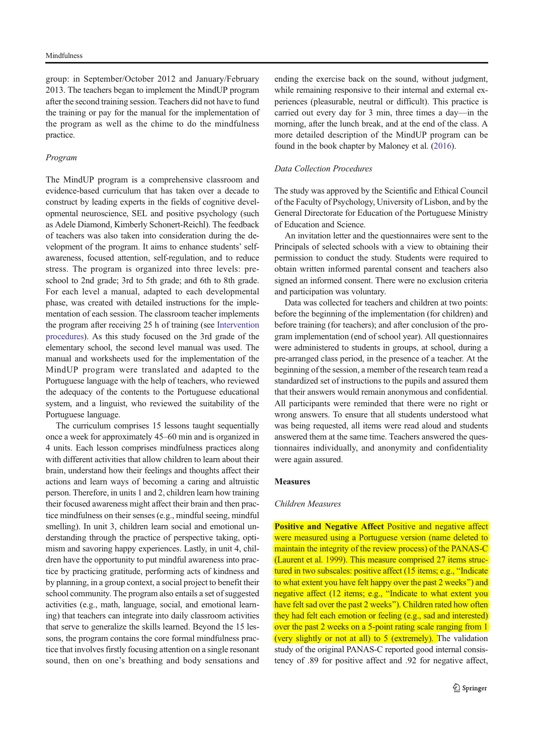group: in September/October 2012 and January/February 2013. The teachers began to implement the MindUP program after the second training session. Teachers did not have to fund the training or pay for the manual for the implementation of the program as well as the chime to do the mindfulness practice.

*Program*

The MindUP program is a comprehensive classroom and evidence-based curriculum that has taken over a decade to construct by leading experts in the fields of cognitive developmental neuroscience, SEL and positive psychology (such as Adele Diamond, Kimberly Schonert-Reichl). The feedback of teachers was also taken into consideration during the development of the program. It aims to enhance students' self-awareness, focused attention, self-regulation, and to reduce stress. The program is organized into three levels: preschool to 2nd grade; 3rd to 5th grade; and 6th to 8th grade. For each level a manual, adapted to each developmental phase, was created with detailed instructions for the implementation of each session. The classroom teacher implements the program after receiving 25 h of training (see Intervention procedures). As this study focused on the 3rd grade of the elementary school, the second level manual was used. The manual and worksheets used for the implementation of the MindUP program were translated and adapted to the Portuguese language with the help of teachers, who reviewed the adequacy of the contents to the Portuguese educational system, and a linguist, who reviewed the suitability of the Portuguese language.

The curriculum comprises 15 lessons taught sequentially once a week for approximately 45–60 min and is organized in 4 units. Each lesson comprises mindfulness practices along with different activities that allow children to learn about their brain, understand how their feelings and thoughts affect their actions and learn ways of becoming a caring and altruistic person. Therefore, in units 1 and 2, children learn how training their focused awareness might affect their brain and then practice mindfulness on their senses (e.g., mindful seeing, mindful smelling). In unit 3, children learn social and emotional understanding through the practice of perspective taking, optimism and savoring happy experiences. Lastly, in unit 4, children have the opportunity to put mindful awareness into practice by practicing gratitude, performing acts of kindness and by planning, in a group context, a social project to benefit their school community. The program also entails a set of suggested activities (e.g., math, language, social, and emotional learning) that teachers can integrate into daily classroom activities that serve to generalize the skills learned. Beyond the 15 lessons, the program contains the core formal mindfulness practice that involves firstly focusing attention on a single resonant sound, then on one's breathing and body sensations and ending the exercise back on the sound, without judgment, while remaining responsive to their internal and external experiences (pleasurable, neutral or difficult). This practice is carried out every day for 3 min, three times a day—in the morning, after the lunch break, and at the end of the class. A more detailed description of the MindUP program can be found in the book chapter by Maloney et al. (2016).

*Data Collection Procedures*

The study was approved by the Scientific and Ethical Council of the Faculty of Psychology, University of Lisbon, and by the General Directorate for Education of the Portuguese Ministry of Education and Science.

An invitation letter and the questionnaires were sent to the Principals of selected schools with a view to obtaining their permission to conduct the study. Students were required to obtain written informed parental consent and teachers also signed an informed consent. There were no exclusion criteria and participation was voluntary.

Data was collected for teachers and children at two points: before the beginning of the implementation (for children) and before training (for teachers); and after conclusion of the program implementation (end of school year). All questionnaires were administered to students in groups, at school, during a pre-arranged class period, in the presence of a teacher. At the beginning of the session, a member of the research team read a standardized set of instructions to the pupils and assured them that their answers would remain anonymous and confidential. All participants were reminded that there were no right or wrong answers. To ensure that all students understood what was being requested, all items were read aloud and students answered them at the same time. Teachers answered the questionnaires individually, and anonymity and confidentiality were again assured.

## Measures

*Children Measures*

**Positive and Negative Affect** Positive and negative affect were measured using a Portuguese version (name deleted to maintain the integrity of the review process) of the PANAS-C (Laurent et al. 1999). This measure comprised 27 items structured in two subscales: positive affect (15 items; e.g., "Indicate to what extent you have felt happy over the past 2 weeks") and negative affect (12 items; e.g., "Indicate to what extent you have felt sad over the past 2 weeks"). Children rated how often they had felt each emotion or feeling (e.g., sad and interested) over the past 2 weeks on a 5-point rating scale ranging from 1 (very slightly or not at all) to 5 (extremely). The validation study of the original PANAS-C reported good internal consistency of .89 for positive affect and .92 for negative affect,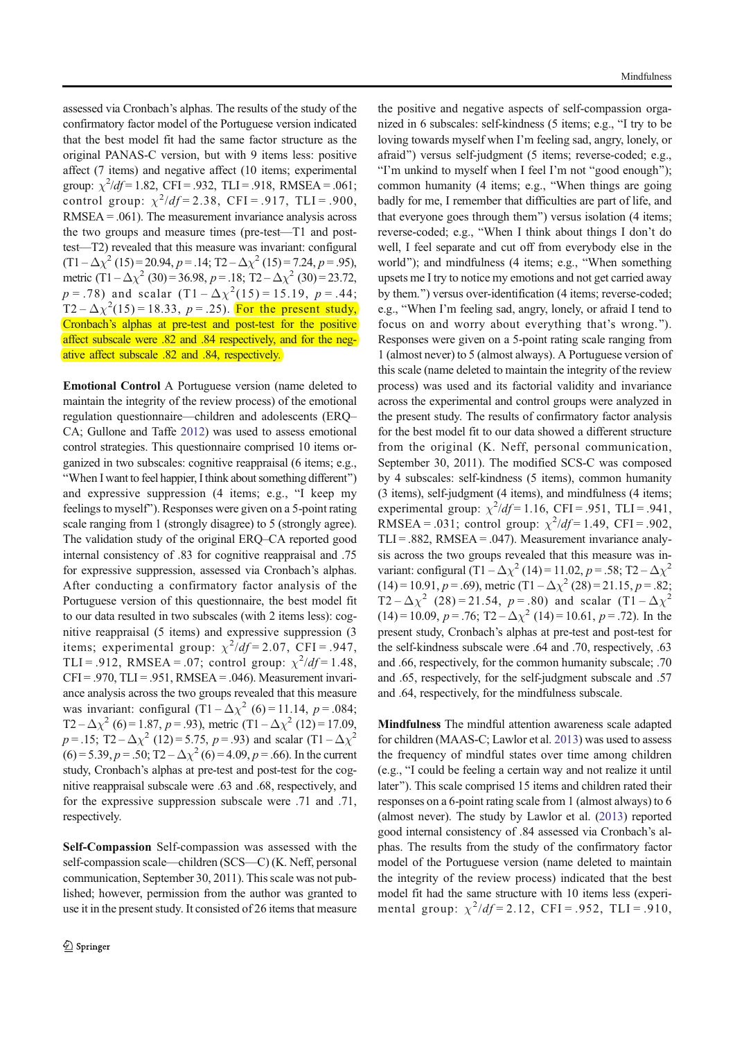assessed via Cronbach's alphas. The results of the study of the confirmatory factor model of the Portuguese version indicated that the best model fit had the same factor structure as the original PANAS-C version, but with 9 items less: positive affect (7 items) and negative affect (10 items; experimental group: $\chi^2/df = 1.82$, CFI = .932, TLI = .918, RMSEA = .061; control group: $\chi^2/df = 2.38$, CFI = .917, TLI = .900, RMSEA = .061). The measurement invariance analysis across the two groups and measure times (pre-test—T1 and post-test—T2) revealed that this measure was invariant: configural (T1 – $\Delta\chi^2$ (15) = 20.94, $p = .14$; T2 – $\Delta\chi^2$ (15) = 7.24, $p = .95$), metric (T1 – $\Delta\chi^2$ (30) = 36.98, $p = .18$; T2 – $\Delta\chi^2$ (30) = 23.72, $p = .78$) and scalar (T1 – $\Delta\chi^2$(15) = 15.19, $p = .44$; T2 – $\Delta\chi^2$(15) = 18.33, $p = .25$). For the present study, Cronbach's alphas at pre-test and post-test for the positive affect subscale were .82 and .84 respectively, and for the negative affect subscale .82 and .84, respectively.

**Emotional Control** A Portuguese version (name deleted to maintain the integrity of the review process) of the emotional regulation questionnaire—children and adolescents (ERQ–CA; Gullone and Taffe 2012) was used to assess emotional control strategies. This questionnaire comprised 10 items organized in two subscales: cognitive reappraisal (6 items; e.g., "When I want to feel happier, I think about something different") and expressive suppression (4 items; e.g., "I keep my feelings to myself"). Responses were given on a 5-point rating scale ranging from 1 (strongly disagree) to 5 (strongly agree). The validation study of the original ERQ–CA reported good internal consistency of .83 for cognitive reappraisal and .75 for expressive suppression, assessed via Cronbach's alphas. After conducting a confirmatory factor analysis of the Portuguese version of this questionnaire, the best model fit to our data resulted in two subscales (with 2 items less): cognitive reappraisal (5 items) and expressive suppression (3 items; experimental group: $\chi^2/df = 2.07$, CFI = .947, TLI = .912, RMSEA = .07; control group: $\chi^2/df = 1.48$, CFI = .970, TLI = .951, RMSEA = .046). Measurement invariance analysis across the two groups revealed that this measure was invariant: configural (T1 – $\Delta\chi^2$ (6) = 11.14, $p = .084$; T2 – $\Delta\chi^2$ (6) = 1.87, $p = .93$), metric (T1 – $\Delta\chi^2$ (12) = 17.09, $p = .15$; T2 – $\Delta\chi^2$ (12) = 5.75, $p = .93$) and scalar (T1 – $\Delta\chi^2$ (6) = 5.39, $p = .50$; T2 – $\Delta\chi^2$ (6) = 4.09, $p = .66$). In the current study, Cronbach's alphas at pre-test and post-test for the cognitive reappraisal subscale were .63 and .68, respectively, and for the expressive suppression subscale were .71 and .71, respectively.

**Self-Compassion** Self-compassion was assessed with the self-compassion scale—children (SCS—C) (K. Neff, personal communication, September 30, 2011). This scale was not published; however, permission from the author was granted to use it in the present study. It consisted of 26 items that measure the positive and negative aspects of self-compassion organized in 6 subscales: self-kindness (5 items; e.g., "I try to be loving towards myself when I'm feeling sad, angry, lonely, or afraid") versus self-judgment (5 items; reverse-coded; e.g., "I'm unkind to myself when I feel I'm not "good enough"); common humanity (4 items; e.g., "When things are going badly for me, I remember that difficulties are part of life, and that everyone goes through them") versus isolation (4 items; reverse-coded; e.g., "When I think about things I don't do well, I feel separate and cut off from everybody else in the world"); and mindfulness (4 items; e.g., "When something upsets me I try to notice my emotions and not get carried away by them.") versus over-identification (4 items; reverse-coded; e.g., "When I'm feeling sad, angry, lonely, or afraid I tend to focus on and worry about everything that's wrong."). Responses were given on a 5-point rating scale ranging from 1 (almost never) to 5 (almost always). A Portuguese version of this scale (name deleted to maintain the integrity of the review process) was used and its factorial validity and invariance across the experimental and control groups were analyzed in the present study. The results of confirmatory factor analysis for the best model fit to our data showed a different structure from the original (K. Neff, personal communication, September 30, 2011). The modified SCS-C was composed by 4 subscales: self-kindness (5 items), common humanity (3 items), self-judgment (4 items), and mindfulness (4 items; experimental group: $\chi^2/df = 1.16$, CFI = .951, TLI = .941, RMSEA = .031; control group: $\chi^2/df = 1.49$, CFI = .902, TLI = .882, RMSEA = .047). Measurement invariance analysis across the two groups revealed that this measure was invariant: configural (T1 – $\Delta\chi^2$ (14) = 11.02, $p = .58$; T2 – $\Delta\chi^2$ (14) = 10.91, $p = .69$), metric (T1 – $\Delta\chi^2$ (28) = 21.15, $p = .82$; T2 – $\Delta\chi^2$ (28) = 21.54, $p = .80$) and scalar (T1 – $\Delta\chi^2$ (14) = 10.09, $p = .76$; T2 – $\Delta\chi^2$ (14) = 10.61, $p = .72$). In the present study, Cronbach's alphas at pre-test and post-test for the self-kindness subscale were .64 and .70, respectively, .63 and .66, respectively, for the common humanity subscale; .70 and .65, respectively, for the self-judgment subscale and .57 and .64, respectively, for the mindfulness subscale.

**Mindfulness** The mindful attention awareness scale adapted for children (MAAS-C; Lawlor et al. 2013) was used to assess the frequency of mindful states over time among children (e.g., "I could be feeling a certain way and not realize it until later"). This scale comprised 15 items and children rated their responses on a 6-point rating scale from 1 (almost always) to 6 (almost never). The study by Lawlor et al. (2013) reported good internal consistency of .84 assessed via Cronbach's alphas. The results from the study of the confirmatory factor model of the Portuguese version (name deleted to maintain the integrity of the review process) indicated that the best model fit had the same structure with 10 items less (experimental group: $\chi^2/df = 2.12$, CFI = .952, TLI = .910,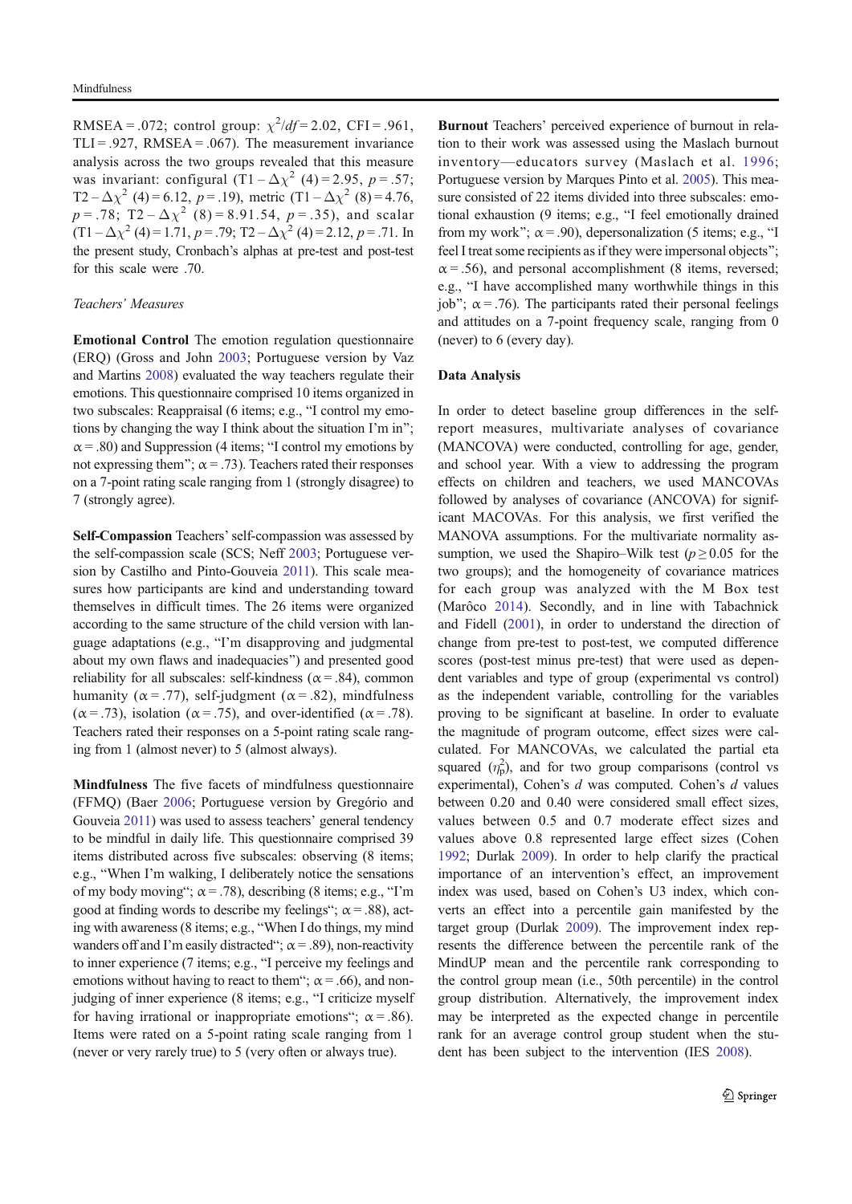RMSEA = .072; control group: $\chi^2/df = 2.02$, CFI = .961, TLI = .927, RMSEA = .067). The measurement invariance analysis across the two groups revealed that this measure was invariant: configural (T1 – $\Delta\chi^2$ (4) = 2.95, $p = .57$; T2 – $\Delta\chi^2$ (4) = 6.12, $p = .19$), metric (T1 – $\Delta\chi^2$ (8) = 4.76, $p = .78$; T2 – $\Delta\chi^2$ (8) = 8.91.54, $p = .35$), and scalar (T1 – $\Delta\chi^2$ (4) = 1.71, $p = .79$; T2 – $\Delta\chi^2$ (4) = 2.12, $p = .71$. In the present study, Cronbach's alphas at pre-test and post-test for this scale were .70.

*Teachers' Measures*

**Emotional Control** The emotion regulation questionnaire (ERQ) (Gross and John 2003; Portuguese version by Vaz and Martins 2008) evaluated the way teachers regulate their emotions. This questionnaire comprised 10 items organized in two subscales: Reappraisal (6 items; e.g., "I control my emotions by changing the way I think about the situation I'm in"; $\alpha = .80$) and Suppression (4 items; "I control my emotions by not expressing them"; $\alpha = .73$). Teachers rated their responses on a 7-point rating scale ranging from 1 (strongly disagree) to 7 (strongly agree).

**Self-Compassion** Teachers' self-compassion was assessed by the self-compassion scale (SCS; Neff 2003; Portuguese version by Castilho and Pinto-Gouveia 2011). This scale measures how participants are kind and understanding toward themselves in difficult times. The 26 items were organized according to the same structure of the child version with language adaptations (e.g., "I'm disapproving and judgmental about my own flaws and inadequacies") and presented good reliability for all subscales: self-kindness ($\alpha = .84$), common humanity ($\alpha = .77$), self-judgment ($\alpha = .82$), mindfulness ($\alpha = .73$), isolation ($\alpha = .75$), and over-identified ($\alpha = .78$). Teachers rated their responses on a 5-point rating scale ranging from 1 (almost never) to 5 (almost always).

**Mindfulness** The five facets of mindfulness questionnaire (FFMQ) (Baer 2006; Portuguese version by Gregório and Gouveia 2011) was used to assess teachers' general tendency to be mindful in daily life. This questionnaire comprised 39 items distributed across five subscales: observing (8 items; e.g., "When I'm walking, I deliberately notice the sensations of my body moving"; $\alpha = .78$), describing (8 items; e.g., "I'm good at finding words to describe my feelings"; $\alpha = .88$), acting with awareness (8 items; e.g., "When I do things, my mind wanders off and I'm easily distracted"; $\alpha = .89$), non-reactivity to inner experience (7 items; e.g., "I perceive my feelings and emotions without having to react to them"; $\alpha = .66$), and non-judging of inner experience (8 items; e.g., "I criticize myself for having irrational or inappropriate emotions"; $\alpha = .86$). Items were rated on a 5-point rating scale ranging from 1 (never or very rarely true) to 5 (very often or always true).

**Burnout** Teachers' perceived experience of burnout in relation to their work was assessed using the Maslach burnout inventory—educators survey (Maslach et al. 1996; Portuguese version by Marques Pinto et al. 2005). This measure consisted of 22 items divided into three subscales: emotional exhaustion (9 items; e.g., "I feel emotionally drained from my work"; $\alpha = .90$), depersonalization (5 items; e.g., "I feel I treat some recipients as if they were impersonal objects"; $\alpha = .56$), and personal accomplishment (8 items, reversed; e.g., "I have accomplished many worthwhile things in this job"; $\alpha = .76$). The participants rated their personal feelings and attitudes on a 7-point frequency scale, ranging from 0 (never) to 6 (every day).

## Data Analysis

In order to detect baseline group differences in the self-report measures, multivariate analyses of covariance (MANCOVA) were conducted, controlling for age, gender, and school year. With a view to addressing the program effects on children and teachers, we used MANCOVAs followed by analyses of covariance (ANCOVA) for significant MACOVAs. For this analysis, we first verified the MANOVA assumptions. For the multivariate normality assumption, we used the Shapiro–Wilk test ($p \geq 0.05$ for the two groups); and the homogeneity of covariance matrices for each group was analyzed with the M Box test (Marôco 2014). Secondly, and in line with Tabachnick and Fidell (2001), in order to understand the direction of change from pre-test to post-test, we computed difference scores (post-test minus pre-test) that were used as dependent variables and type of group (experimental vs control) as the independent variable, controlling for the variables proving to be significant at baseline. In order to evaluate the magnitude of program outcome, effect sizes were calculated. For MANCOVAs, we calculated the partial eta squared ($\eta_p^2$), and for two group comparisons (control vs experimental), Cohen's $d$ was computed. Cohen's $d$ values between 0.20 and 0.40 were considered small effect sizes, values between 0.5 and 0.7 moderate effect sizes and values above 0.8 represented large effect sizes (Cohen 1992; Durlak 2009). In order to help clarify the practical importance of an intervention's effect, an improvement index was used, based on Cohen's U3 index, which converts an effect into a percentile gain manifested by the target group (Durlak 2009). The improvement index represents the difference between the percentile rank of the MindUP mean and the percentile rank corresponding to the control group mean (i.e., 50th percentile) in the control group distribution. Alternatively, the improvement index may be interpreted as the expected change in percentile rank for an average control group student when the student has been subject to the intervention (IES 2008).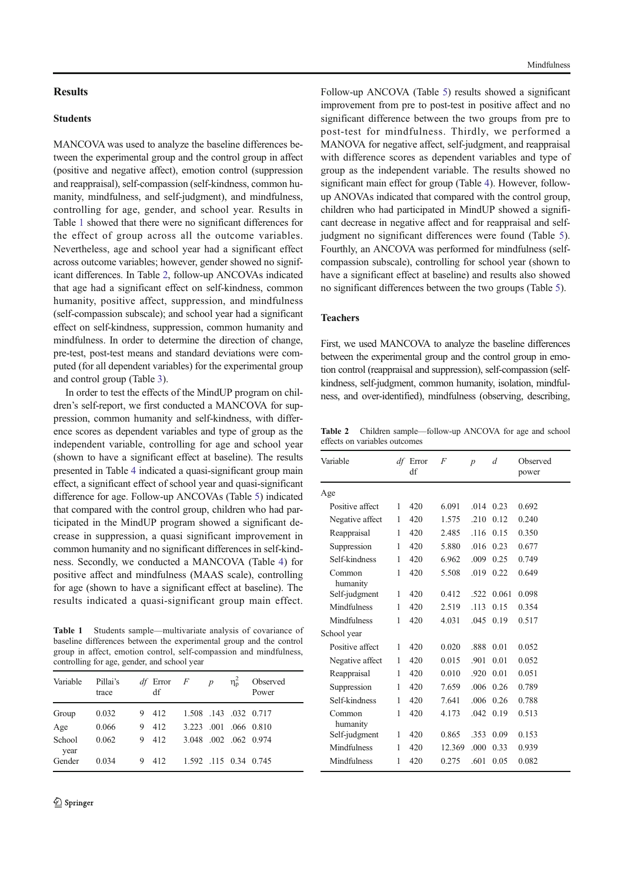## Results

### Students

MANCOVA was used to analyze the baseline differences between the experimental group and the control group in affect (positive and negative affect), emotion control (suppression and reappraisal), self-compassion (self-kindness, common humanity, mindfulness, and self-judgment), and mindfulness, controlling for age, gender, and school year. Results in Table 1 showed that there were no significant differences for the effect of group across all the outcome variables. Nevertheless, age and school year had a significant effect across outcome variables; however, gender showed no significant differences. In Table 2, follow-up ANCOVAs indicated that age had a significant effect on self-kindness, common humanity, positive affect, suppression, and mindfulness (self-compassion subscale); and school year had a significant effect on self-kindness, suppression, common humanity and mindfulness. In order to determine the direction of change, pre-test, post-test means and standard deviations were computed (for all dependent variables) for the experimental group and control group (Table 3).

In order to test the effects of the MindUP program on children's self-report, we first conducted a MANCOVA for suppression, common humanity and self-kindness, with difference scores as dependent variables and type of group as the independent variable, controlling for age and school year (shown to have a significant effect at baseline). The results presented in Table 4 indicated a quasi-significant group main effect, a significant effect of school year and quasi-significant difference for age. Follow-up ANCOVAs (Table 5) indicated that compared with the control group, children who had participated in the MindUP program showed a significant decrease in suppression, a quasi significant improvement in common humanity and no significant differences in self-kindness. Secondly, we conducted a MANCOVA (Table 4) for positive affect and mindfulness (MAAS scale), controlling for age (shown to have a significant effect at baseline). The results indicated a quasi-significant group main effect. Follow-up ANCOVA (Table 5) results showed a significant improvement from pre to post-test in positive affect and no significant difference between the two groups from pre to post-test for mindfulness. Thirdly, we performed a MANOVA for negative affect, self-judgment, and reappraisal with difference scores as dependent variables and type of group as the independent variable. The results showed no significant main effect for group (Table 4). However, follow-up ANOVAs indicated that compared with the control group, children who had participated in MindUP showed a significant decrease in negative affect and for reappraisal and self-judgment no significant differences were found (Table 5). Fourthly, an ANCOVA was performed for mindfulness (self-compassion subscale), controlling for school year (shown to have a significant effect at baseline) and results also showed no significant differences between the two groups (Table 5).

**Table 1** Students sample—multivariate analysis of covariance of baseline differences between the experimental group and the control group in affect, emotion control, self-compassion and mindfulness, controlling for age, gender, and school year

| Variable | Pillai's trace | *df* | Error df | *F* | *p* | $\eta^2_p$ | Observed Power |
|---|---|---|---|---|---|---|---|
| Group | 0.032 | 9 | 412 | 1.508 | .143 | .032 | 0.717 |
| Age | 0.066 | 9 | 412 | 3.223 | .001 | .066 | 0.810 |
| School year | 0.062 | 9 | 412 | 3.048 | .002 | .062 | 0.974 |
| Gender | 0.034 | 9 | 412 | 1.592 | .115 | 0.34 | 0.745 |

### Teachers

First, we used MANCOVA to analyze the baseline differences between the experimental group and the control group in emotion control (reappraisal and suppression), self-compassion (self-kindness, self-judgment, common humanity, isolation, mindfulness, and over-identified), mindfulness (observing, describing,

**Table 2** Children sample—follow-up ANCOVA for age and school effects on variables outcomes

| Variable | *df* | Error df | *F* | *p* | *d* | Observed power |
|---|---|---|---|---|---|---|
| Age | | | | | | |
| Positive affect | 1 | 420 | 6.091 | .014 | 0.23 | 0.692 |
| Negative affect | 1 | 420 | 1.575 | .210 | 0.12 | 0.240 |
| Reappraisal | 1 | 420 | 2.485 | .116 | 0.15 | 0.350 |
| Suppression | 1 | 420 | 5.880 | .016 | 0.23 | 0.677 |
| Self-kindness | 1 | 420 | 6.962 | .009 | 0.25 | 0.749 |
| Common humanity | 1 | 420 | 5.508 | .019 | 0.22 | 0.649 |
| Self-judgment | 1 | 420 | 0.412 | .522 | 0.061 | 0.098 |
| Mindfulness | 1 | 420 | 2.519 | .113 | 0.15 | 0.354 |
| Mindfulness | 1 | 420 | 4.031 | .045 | 0.19 | 0.517 |
| School year | | | | | | |
| Positive affect | 1 | 420 | 0.020 | .888 | 0.01 | 0.052 |
| Negative affect | 1 | 420 | 0.015 | .901 | 0.01 | 0.052 |
| Reappraisal | 1 | 420 | 0.010 | .920 | 0.01 | 0.051 |
| Suppression | 1 | 420 | 7.659 | .006 | 0.26 | 0.789 |
| Self-kindness | 1 | 420 | 7.641 | .006 | 0.26 | 0.788 |
| Common humanity | 1 | 420 | 4.173 | .042 | 0.19 | 0.513 |
| Self-judgment | 1 | 420 | 0.865 | .353 | 0.09 | 0.153 |
| Mindfulness | 1 | 420 | 12.369 | .000 | 0.33 | 0.939 |
| Mindfulness | 1 | 420 | 0.275 | .601 | 0.05 | 0.082 |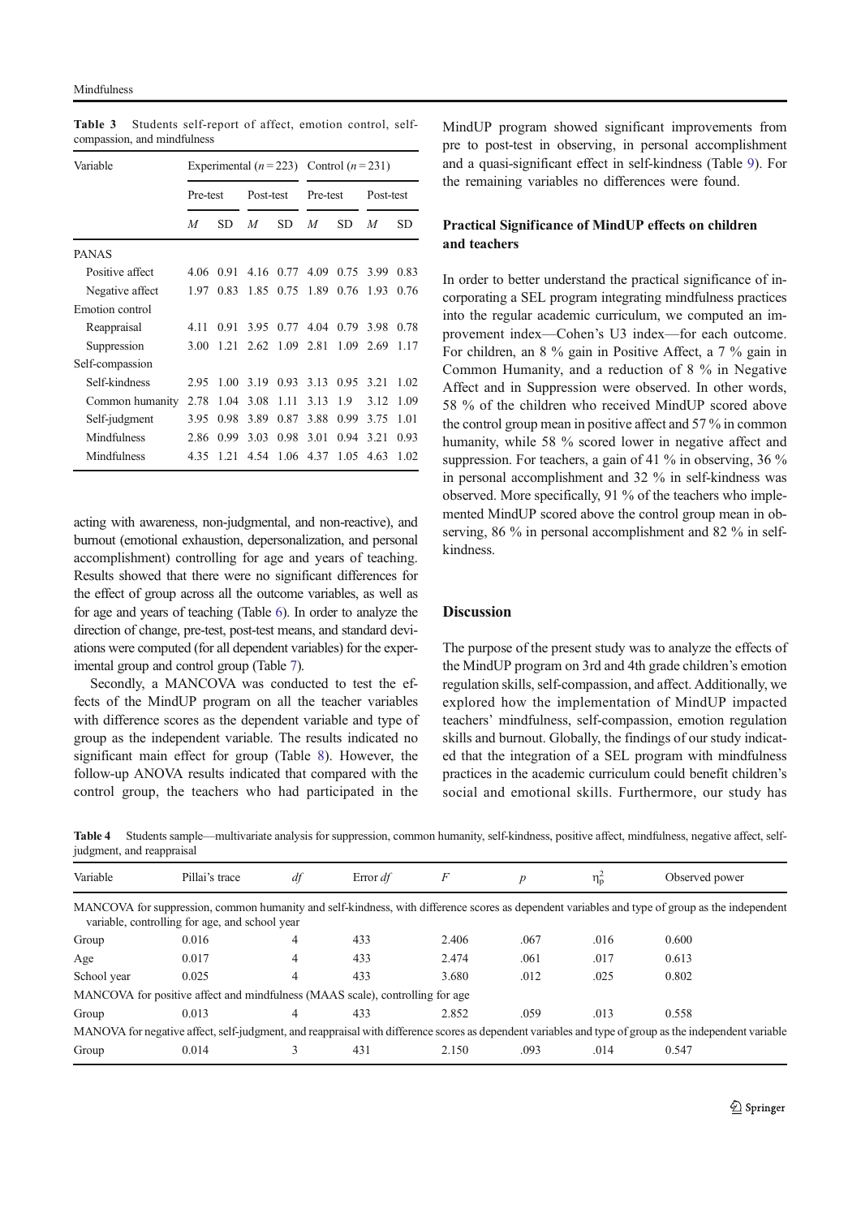Table 3 Students self-report of affect, emotion control, self-compassion, and mindfulness

| Variable | Experimental ($n = 223$) | | | | Control ($n = 231$) | | | |
|---|---|---|---|---|---|---|---|---|
| | Pre-test | | Post-test | | Pre-test | | Post-test | |
| | *M* | SD | *M* | SD | *M* | SD | *M* | SD |
| PANAS | | | | | | | | |
| Positive affect | 4.06 | 0.91 | 4.16 | 0.77 | 4.09 | 0.75 | 3.99 | 0.83 |
| Negative affect | 1.97 | 0.83 | 1.85 | 0.75 | 1.89 | 0.76 | 1.93 | 0.76 |
| Emotion control | | | | | | | | |
| Reappraisal | 4.11 | 0.91 | 3.95 | 0.77 | 4.04 | 0.79 | 3.98 | 0.78 |
| Suppression | 3.00 | 1.21 | 2.62 | 1.09 | 2.81 | 1.09 | 2.69 | 1.17 |
| Self-compassion | | | | | | | | |
| Self-kindness | 2.95 | 1.00 | 3.19 | 0.93 | 3.13 | 0.95 | 3.21 | 1.02 |
| Common humanity | 2.78 | 1.04 | 3.08 | 1.11 | 3.13 | 1.9 | 3.12 | 1.09 |
| Self-judgment | 3.95 | 0.98 | 3.89 | 0.87 | 3.88 | 0.99 | 3.75 | 1.01 |
| Mindfulness | 2.86 | 0.99 | 3.03 | 0.98 | 3.01 | 0.94 | 3.21 | 0.93 |
| Mindfulness | 4.35 | 1.21 | 4.54 | 1.06 | 4.37 | 1.05 | 4.63 | 1.02 |

acting with awareness, non-judgmental, and non-reactive), and burnout (emotional exhaustion, depersonalization, and personal accomplishment) controlling for age and years of teaching. Results showed that there were no significant differences for the effect of group across all the outcome variables, as well as for age and years of teaching (Table 6). In order to analyze the direction of change, pre-test, post-test means, and standard deviations were computed (for all dependent variables) for the experimental group and control group (Table 7).

Secondly, a MANCOVA was conducted to test the effects of the MindUP program on all the teacher variables with difference scores as the dependent variable and type of group as the independent variable. The results indicated no significant main effect for group (Table 8). However, the follow-up ANOVA results indicated that compared with the control group, the teachers who had participated in the MindUP program showed significant improvements from pre to post-test in observing, in personal accomplishment and a quasi-significant effect in self-kindness (Table 9). For the remaining variables no differences were found.

### Practical Significance of MindUP effects on children and teachers

In order to better understand the practical significance of incorporating a SEL program integrating mindfulness practices into the regular academic curriculum, we computed an improvement index—Cohen's U3 index—for each outcome. For children, an 8 % gain in Positive Affect, a 7 % gain in Common Humanity, and a reduction of 8 % in Negative Affect and in Suppression were observed. In other words, 58 % of the children who received MindUP scored above the control group mean in positive affect and 57 % in common humanity, while 58 % scored lower in negative affect and suppression. For teachers, a gain of 41 % in observing, 36 % in personal accomplishment and 32 % in self-kindness was observed. More specifically, 91 % of the teachers who implemented MindUP scored above the control group mean in observing, 86 % in personal accomplishment and 82 % in self-kindness.

## Discussion

The purpose of the present study was to analyze the effects of the MindUP program on 3rd and 4th grade children's emotion regulation skills, self-compassion, and affect. Additionally, we explored how the implementation of MindUP impacted teachers' mindfulness, self-compassion, emotion regulation skills and burnout. Globally, the findings of our study indicated that the integration of a SEL program with mindfulness practices in the academic curriculum could benefit children's social and emotional skills. Furthermore, our study has

Table 4 Students sample—multivariate analysis for suppression, common humanity, self-kindness, positive affect, mindfulness, negative affect, self-judgment, and reappraisal

| Variable | Pillai's trace | *df* | Error *df* | *F* | *p* | $\eta_p^2$ | Observed power |
|---|---|---|---|---|---|---|---|
| MANCOVA for suppression, common humanity and self-kindness, with difference scores as dependent variables and type of group as the independent variable, controlling for age, and school year | | | | | | | |
| Group | 0.016 | 4 | 433 | 2.406 | .067 | .016 | 0.600 |
| Age | 0.017 | 4 | 433 | 2.474 | .061 | .017 | 0.613 |
| School year | 0.025 | 4 | 433 | 3.680 | .012 | .025 | 0.802 |
| MANCOVA for positive affect and mindfulness (MAAS scale), controlling for age | | | | | | | |
| Group | 0.013 | 4 | 433 | 2.852 | .059 | .013 | 0.558 |
| MANOVA for negative affect, self-judgment, and reappraisal with difference scores as dependent variables and type of group as the independent variable | | | | | | | |
| Group | 0.014 | 3 | 431 | 2.150 | .093 | .014 | 0.547 |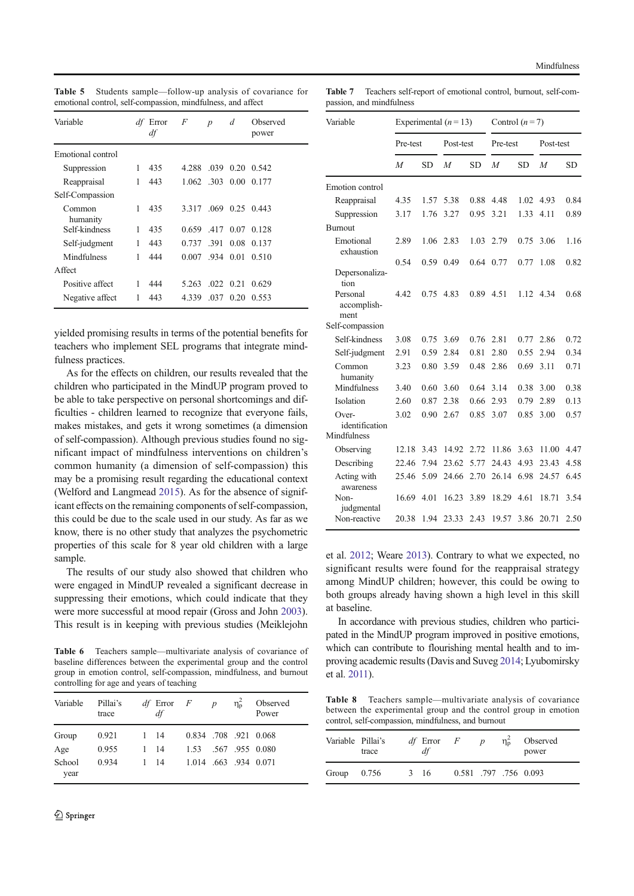**Table 5** Students sample—follow-up analysis of covariance for emotional control, self-compassion, mindfulness, and affect

| Variable | *df* | Error *df* | *F* | *p* | *d* | Observed power |
|---|---|---|---|---|---|---|
| Emotional control | | | | | | |
| Suppression | 1 | 435 | 4.288 | .039 | 0.20 | 0.542 |
| Reappraisal | 1 | 443 | 1.062 | .303 | 0.00 | 0.177 |
| Self-Compassion | | | | | | |
| Common humanity | 1 | 435 | 3.317 | .069 | 0.25 | 0.443 |
| Self-kindness | 1 | 435 | 0.659 | .417 | 0.07 | 0.128 |
| Self-judgment | 1 | 443 | 0.737 | .391 | 0.08 | 0.137 |
| Mindfulness | 1 | 444 | 0.007 | .934 | 0.01 | 0.510 |
| Affect | | | | | | |
| Positive affect | 1 | 444 | 5.263 | .022 | 0.21 | 0.629 |
| Negative affect | 1 | 443 | 4.339 | .037 | 0.20 | 0.553 |

yielded promising results in terms of the potential benefits for teachers who implement SEL programs that integrate mindfulness practices.

As for the effects on children, our results revealed that the children who participated in the MindUP program proved to be able to take perspective on personal shortcomings and difficulties - children learned to recognize that everyone fails, makes mistakes, and gets it wrong sometimes (a dimension of self-compassion). Although previous studies found no significant impact of mindfulness interventions on children's common humanity (a dimension of self-compassion) this may be a promising result regarding the educational context (Welford and Langmead 2015). As for the absence of significant effects on the remaining components of self-compassion, this could be due to the scale used in our study. As far as we know, there is no other study that analyzes the psychometric properties of this scale for 8 year old children with a large sample.

The results of our study also showed that children who were engaged in MindUP revealed a significant decrease in suppressing their emotions, which could indicate that they were more successful at mood repair (Gross and John 2003). This result is in keeping with previous studies (Meiklejohn et al. 2012; Weare 2013). Contrary to what we expected, no significant results were found for the reappraisal strategy among MindUP children; however, this could be owing to both groups already having shown a high level in this skill at baseline.

In accordance with previous studies, children who participated in the MindUP program improved in positive emotions, which can contribute to flourishing mental health and to improving academic results (Davis and Suveg 2014; Lyubomirsky et al. 2011).

**Table 6** Teachers sample—multivariate analysis of covariance of baseline differences between the experimental group and the control group in emotion control, self-compassion, mindfulness, and burnout controlling for age and years of teaching

| Variable | Pillai's trace | *df* | Error *df* | *F* | *p* | $\eta_p^2$ | Observed Power |
|---|---|---|---|---|---|---|---|
| Group | 0.921 | 1 | 14 | 0.834 | .708 | .921 | 0.068 |
| Age | 0.955 | 1 | 14 | 1.53 | .567 | .955 | 0.080 |
| School year | 0.934 | 1 | 14 | 1.014 | .663 | .934 | 0.071 |

**Table 7** Teachers self-report of emotional control, burnout, self-compassion, and mindfulness

| Variable | Experimental ($n = 13$) | | | | Control ($n = 7$) | | | |
|---|---|---|---|---|---|---|---|---|
| | Pre-test | | Post-test | | Pre-test | | Post-test | |
| | *M* | SD | *M* | SD | *M* | SD | *M* | SD |
| Emotion control | | | | | | | | |
| Reappraisal | 4.35 | 1.57 | 5.38 | 0.88 | 4.48 | 1.02 | 4.93 | 0.84 |
| Suppression | 3.17 | 1.76 | 3.27 | 0.95 | 3.21 | 1.33 | 4.11 | 0.89 |
| Burnout | | | | | | | | |
| Emotional exhaustion | 2.89 | 1.06 | 2.83 | 1.03 | 2.79 | 0.75 | 3.06 | 1.16 |
| Depersonalization | 0.54 | 0.59 | 0.49 | 0.64 | 0.77 | 0.77 | 1.08 | 0.82 |
| Personal accomplishment | 4.42 | 0.75 | 4.83 | 0.89 | 4.51 | 1.12 | 4.34 | 0.68 |
| Self-compassion | | | | | | | | |
| Self-kindness | 3.08 | 0.75 | 3.69 | 0.76 | 2.81 | 0.77 | 2.86 | 0.72 |
| Self-judgment | 2.91 | 0.59 | 2.84 | 0.81 | 2.80 | 0.55 | 2.94 | 0.34 |
| Common humanity | 3.23 | 0.80 | 3.59 | 0.48 | 2.86 | 0.69 | 3.11 | 0.71 |
| Mindfulness | 3.40 | 0.60 | 3.60 | 0.64 | 3.14 | 0.38 | 3.00 | 0.38 |
| Isolation | 2.60 | 0.87 | 2.38 | 0.66 | 2.93 | 0.79 | 2.89 | 0.13 |
| Over-identification | 3.02 | 0.90 | 2.67 | 0.85 | 3.07 | 0.85 | 3.00 | 0.57 |
| Mindfulness | | | | | | | | |
| Observing | 12.18 | 3.43 | 14.92 | 2.72 | 11.86 | 3.63 | 11.00 | 4.47 |
| Describing | 22.46 | 7.94 | 23.62 | 5.77 | 24.43 | 4.93 | 23.43 | 4.58 |
| Acting with awareness | 25.46 | 5.09 | 24.66 | 2.70 | 26.14 | 6.98 | 24.57 | 6.45 |
| Non-judgmental | 16.69 | 4.01 | 16.23 | 3.89 | 18.29 | 4.61 | 18.71 | 3.54 |
| Non-reactive | 20.38 | 1.94 | 23.33 | 2.43 | 19.57 | 3.86 | 20.71 | 2.50 |

**Table 8** Teachers sample—multivariate analysis of covariance between the experimental group and the control group in emotion control, self-compassion, mindfulness, and burnout

| Variable | Pillai's trace | *df* | Error *df* | *F* | *p* | $\eta_p^2$ | Observed power |
|---|---|---|---|---|---|---|---|
| Group | 0.756 | 3 | 16 | 0.581 | .797 | .756 | 0.093 |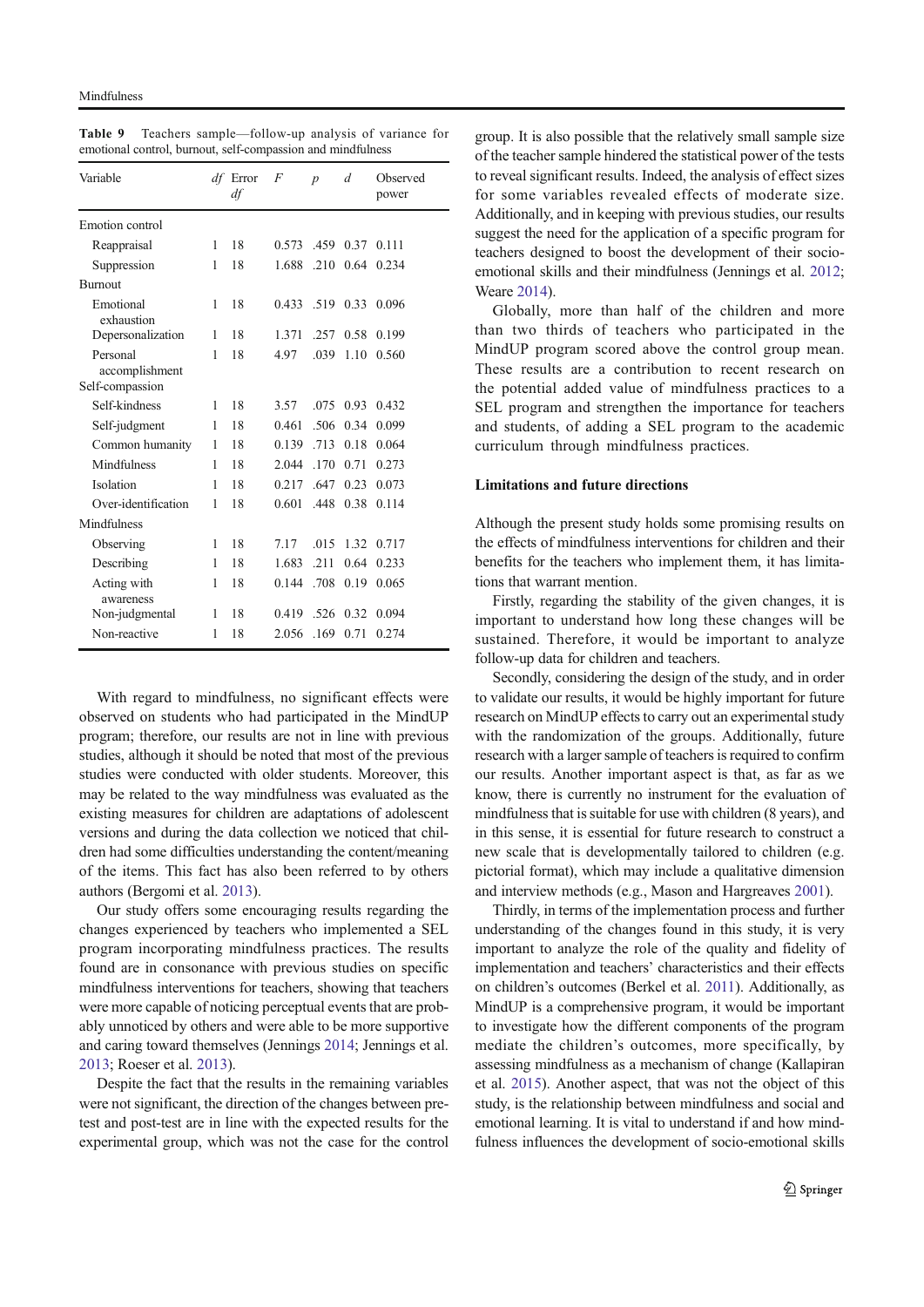**Table 9** Teachers sample—follow-up analysis of variance for emotional control, burnout, self-compassion and mindfulness

| Variable | *df* | Error *df* | *F* | *p* | *d* | Observed power |
|---|---|---|---|---|---|---|
| Emotion control | | | | | | |
| Reappraisal | 1 | 18 | 0.573 | .459 | 0.37 | 0.111 |
| Suppression | 1 | 18 | 1.688 | .210 | 0.64 | 0.234 |
| Burnout | | | | | | |
| Emotional exhaustion | 1 | 18 | 0.433 | .519 | 0.33 | 0.096 |
| Depersonalization | 1 | 18 | 1.371 | .257 | 0.58 | 0.199 |
| Personal accomplishment | 1 | 18 | 4.97 | .039 | 1.10 | 0.560 |
| Self-compassion | | | | | | |
| Self-kindness | 1 | 18 | 3.57 | .075 | 0.93 | 0.432 |
| Self-judgment | 1 | 18 | 0.461 | .506 | 0.34 | 0.099 |
| Common humanity | 1 | 18 | 0.139 | .713 | 0.18 | 0.064 |
| Mindfulness | 1 | 18 | 2.044 | .170 | 0.71 | 0.273 |
| Isolation | 1 | 18 | 0.217 | .647 | 0.23 | 0.073 |
| Over-identification | 1 | 18 | 0.601 | .448 | 0.38 | 0.114 |
| Mindfulness | | | | | | |
| Observing | 1 | 18 | 7.17 | .015 | 1.32 | 0.717 |
| Describing | 1 | 18 | 1.683 | .211 | 0.64 | 0.233 |
| Acting with awareness | 1 | 18 | 0.144 | .708 | 0.19 | 0.065 |
| Non-judgmental | 1 | 18 | 0.419 | .526 | 0.32 | 0.094 |
| Non-reactive | 1 | 18 | 2.056 | .169 | 0.71 | 0.274 |

With regard to mindfulness, no significant effects were observed on students who had participated in the MindUP program; therefore, our results are not in line with previous studies, although it should be noted that most of the previous studies were conducted with older students. Moreover, this may be related to the way mindfulness was evaluated as the existing measures for children are adaptations of adolescent versions and during the data collection we noticed that children had some difficulties understanding the content/meaning of the items. This fact has also been referred to by others authors (Bergomi et al. 2013).

Our study offers some encouraging results regarding the changes experienced by teachers who implemented a SEL program incorporating mindfulness practices. The results found are in consonance with previous studies on specific mindfulness interventions for teachers, showing that teachers were more capable of noticing perceptual events that are probably unnoticed by others and were able to be more supportive and caring toward themselves (Jennings 2014; Jennings et al. 2013; Roeser et al. 2013).

Despite the fact that the results in the remaining variables were not significant, the direction of the changes between pre-test and post-test are in line with the expected results for the experimental group, which was not the case for the control group. It is also possible that the relatively small sample size of the teacher sample hindered the statistical power of the tests to reveal significant results. Indeed, the analysis of effect sizes for some variables revealed effects of moderate size. Additionally, and in keeping with previous studies, our results suggest the need for the application of a specific program for teachers designed to boost the development of their socio-emotional skills and their mindfulness (Jennings et al. 2012; Weare 2014).

Globally, more than half of the children and more than two thirds of teachers who participated in the MindUP program scored above the control group mean. These results are a contribution to recent research on the potential added value of mindfulness practices to a SEL program and strengthen the importance for teachers and students, of adding a SEL program to the academic curriculum through mindfulness practices.

### Limitations and future directions

Although the present study holds some promising results on the effects of mindfulness interventions for children and their benefits for the teachers who implement them, it has limitations that warrant mention.

Firstly, regarding the stability of the given changes, it is important to understand how long these changes will be sustained. Therefore, it would be important to analyze follow-up data for children and teachers.

Secondly, considering the design of the study, and in order to validate our results, it would be highly important for future research on MindUP effects to carry out an experimental study with the randomization of the groups. Additionally, future research with a larger sample of teachers is required to confirm our results. Another important aspect is that, as far as we know, there is currently no instrument for the evaluation of mindfulness that is suitable for use with children (8 years), and in this sense, it is essential for future research to construct a new scale that is developmentally tailored to children (e.g. pictorial format), which may include a qualitative dimension and interview methods (e.g., Mason and Hargreaves 2001).

Thirdly, in terms of the implementation process and further understanding of the changes found in this study, it is very important to analyze the role of the quality and fidelity of implementation and teachers' characteristics and their effects on children's outcomes (Berkel et al. 2011). Additionally, as MindUP is a comprehensive program, it would be important to investigate how the different components of the program mediate the children's outcomes, more specifically, by assessing mindfulness as a mechanism of change (Kallapiran et al. 2015). Another aspect, that was not the object of this study, is the relationship between mindfulness and social and emotional learning. It is vital to understand if and how mindfulness influences the development of socio-emotional skills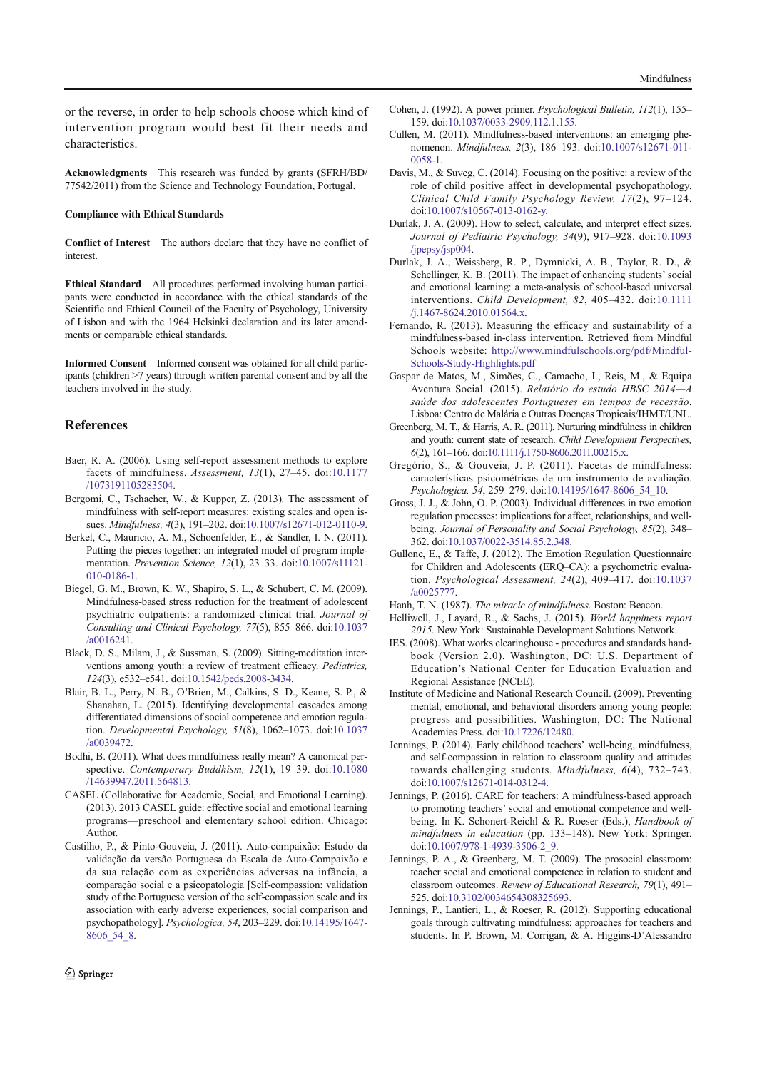or the reverse, in order to help schools choose which kind of intervention program would best fit their needs and characteristics.

**Acknowledgments** This research was funded by grants (SFRH/BD/77542/2011) from the Science and Technology Foundation, Portugal.

**Compliance with Ethical Standards**

**Conflict of Interest** The authors declare that they have no conflict of interest.

**Ethical Standard** All procedures performed involving human participants were conducted in accordance with the ethical standards of the Scientific and Ethical Council of the Faculty of Psychology, University of Lisbon and with the 1964 Helsinki declaration and its later amendments or comparable ethical standards.

**Informed Consent** Informed consent was obtained for all child participants (children >7 years) through written parental consent and by all the teachers involved in the study.

## References

Baer, R. A. (2006). Using self-report assessment methods to explore facets of mindfulness. *Assessment, 13*(1), 27–45. doi:10.1177/1073191105283504.

Bergomi, C., Tschacher, W., & Kupper, Z. (2013). The assessment of mindfulness with self-report measures: existing scales and open issues. *Mindfulness, 4*(3), 191–202. doi:10.1007/s12671-012-0110-9.

Berkel, C., Mauricio, A. M., Schoenfelder, E., & Sandler, I. N. (2011). Putting the pieces together: an integrated model of program implementation. *Prevention Science, 12*(1), 23–33. doi:10.1007/s11121-010-0186-1.

Biegel, G. M., Brown, K. W., Shapiro, S. L., & Schubert, C. M. (2009). Mindfulness-based stress reduction for the treatment of adolescent psychiatric outpatients: a randomized clinical trial. *Journal of Consulting and Clinical Psychology, 77*(5), 855–866. doi:10.1037/a0016241.

Black, D. S., Milam, J., & Sussman, S. (2009). Sitting-meditation interventions among youth: a review of treatment efficacy. *Pediatrics, 124*(3), e532–e541. doi:10.1542/peds.2008-3434.

Blair, B. L., Perry, N. B., O'Brien, M., Calkins, S. D., Keane, S. P., & Shanahan, L. (2015). Identifying developmental cascades among differentiated dimensions of social competence and emotion regulation. *Developmental Psychology, 51*(8), 1062–1073. doi:10.1037/a0039472.

Bodhi, B. (2011). What does mindfulness really mean? A canonical perspective. *Contemporary Buddhism, 12*(1), 19–39. doi:10.1080/14639947.2011.564813.

CASEL (Collaborative for Academic, Social, and Emotional Learning). (2013). 2013 CASEL guide: effective social and emotional learning programs—preschool and elementary school edition. Chicago: Author.

Castilho, P., & Pinto-Gouveia, J. (2011). Auto-compaixão: Estudo da validação da versão Portuguesa da Escala de Auto-Compaixão e da sua relação com as experiências adversas na infância, a comparação social e a psicopatologia [Self-compassion: validation study of the Portuguese version of the self-compassion scale and its association with early adverse experiences, social comparison and psychopathology]. *Psychologica, 54*, 203–229. doi:10.14195/1647-8606_54_8.

Cohen, J. (1992). A power primer. *Psychological Bulletin, 112*(1), 155–159. doi:10.1037/0033-2909.112.1.155.

Cullen, M. (2011). Mindfulness-based interventions: an emerging phenomenon. *Mindfulness, 2*(3), 186–193. doi:10.1007/s12671-011-0058-1.

Davis, M., & Suveg, C. (2014). Focusing on the positive: a review of the role of child positive affect in developmental psychopathology. *Clinical Child Family Psychology Review, 17*(2), 97–124. doi:10.1007/s10567-013-0162-y.

Durlak, J. A. (2009). How to select, calculate, and interpret effect sizes. *Journal of Pediatric Psychology, 34*(9), 917–928. doi:10.1093/jpepsy/jsp004.

Durlak, J. A., Weissberg, R. P., Dymnicki, A. B., Taylor, R. D., & Schellinger, K. B. (2011). The impact of enhancing students' social and emotional learning: a meta-analysis of school-based universal interventions. *Child Development, 82*, 405–432. doi:10.1111/j.1467-8624.2010.01564.x.

Fernando, R. (2013). Measuring the efficacy and sustainability of a mindfulness-based in-class intervention. Retrieved from Mindful Schools website: http://www.mindfulschools.org/pdf/Mindful-Schools-Study-Highlights.pdf

Gaspar de Matos, M., Simões, C., Camacho, I., Reis, M., & Equipa Aventura Social. (2015). *Relatório do estudo HBSC 2014—A saúde dos adolescentes Portugueses em tempos de recessão*. Lisboa: Centro de Malária e Outras Doenças Tropicais/IHMT/UNL.

Greenberg, M. T., & Harris, A. R. (2011). Nurturing mindfulness in children and youth: current state of research. *Child Development Perspectives, 6*(2), 161–166. doi:10.1111/j.1750-8606.2011.00215.x.

Gregório, S., & Gouveia, J. P. (2011). Facetas de mindfulness: características psicométricas de um instrumento de avaliação. *Psychologica, 54*, 259–279. doi:10.14195/1647-8606_54_10.

Gross, J. J., & John, O. P. (2003). Individual differences in two emotion regulation processes: implications for affect, relationships, and well-being. *Journal of Personality and Social Psychology, 85*(2), 348–362. doi:10.1037/0022-3514.85.2.348.

Gullone, E., & Taffe, J. (2012). The Emotion Regulation Questionnaire for Children and Adolescents (ERQ–CA): a psychometric evaluation. *Psychological Assessment, 24*(2), 409–417. doi:10.1037/a0025777.

Hanh, T. N. (1987). *The miracle of mindfulness*. Boston: Beacon.

Helliwell, J., Layard, R., & Sachs, J. (2015). *World happiness report 2015*. New York: Sustainable Development Solutions Network.

IES. (2008). What works clearinghouse - procedures and standards handbook (Version 2.0). Washington, DC: U.S. Department of Education's National Center for Education Evaluation and Regional Assistance (NCEE).

Institute of Medicine and National Research Council. (2009). Preventing mental, emotional, and behavioral disorders among young people: progress and possibilities. Washington, DC: The National Academies Press. doi:10.17226/12480.

Jennings, P. (2014). Early childhood teachers' well-being, mindfulness, and self-compassion in relation to classroom quality and attitudes towards challenging students. *Mindfulness, 6*(4), 732–743. doi:10.1007/s12671-014-0312-4.

Jennings, P. (2016). CARE for teachers: A mindfulness-based approach to promoting teachers' social and emotional competence and well-being. In K. Schonert-Reichl & R. Roeser (Eds.), *Handbook of mindfulness in education* (pp. 133–148). New York: Springer. doi:10.1007/978-1-4939-3506-2_9.

Jennings, P. A., & Greenberg, M. T. (2009). The prosocial classroom: teacher social and emotional competence in relation to student and classroom outcomes. *Review of Educational Research, 79*(1), 491–525. doi:10.3102/0034654308325693.

Jennings, P., Lantieri, L., & Roeser, R. (2012). Supporting educational goals through cultivating mindfulness: approaches for teachers and students. In P. Brown, M. Corrigan, & A. Higgins-D'Alessandro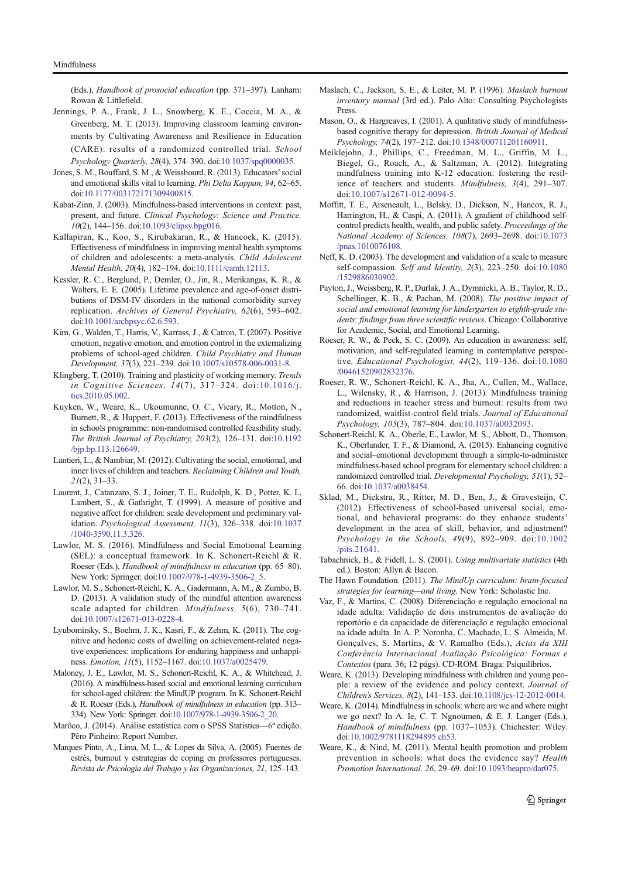(Eds.), *Handbook of prosocial education* (pp. 371–397). Lanham: Rowan & Littlefield.

Jennings, P. A., Frank, J. L., Snowberg, K. E., Coccia, M. A., & Greenberg, M. T. (2013). Improving classroom learning environments by Cultivating Awareness and Resilience in Education (CARE): results of a randomized controlled trial. *School Psychology Quarterly, 28*(4), 374–390. doi:10.1037/spq0000035.

Jones, S. M., Bouffard, S. M., & Weissbourd, R. (2013). Educators' social and emotional skills vital to learning. *Phi Delta Kappan, 94*, 62–65. doi:10.1177/003172171309400815.

Kabat-Zinn, J. (2003). Mindfulness-based interventions in context: past, present, and future. *Clinical Psychology: Science and Practice, 10*(2), 144–156. doi:10.1093/clipsy.bpg016.

Kallapiran, K., Koo, S., Kirubakaran, R., & Hancock, K. (2015). Effectiveness of mindfulness in improving mental health symptoms of children and adolescents: a meta-analysis. *Child Adolescent Mental Health, 20*(4), 182–194. doi:10.1111/camh.12113.

Kessler, R. C., Berglund, P., Demler, O., Jin, R., Merikangas, K. R., & Walters, E. E. (2005). Lifetime prevalence and age-of-onset distributions of DSM-IV disorders in the national comorbidity survey replication. *Archives of General Psychiatry, 62*(6), 593–602. doi:10.1001/archpsyc.62.6.593.

Kim, G., Walden, T., Harris, V., Karrass, J., & Catron, T. (2007). Positive emotion, negative emotion, and emotion control in the externalizing problems of school-aged children. *Child Psychiatry and Human Development, 37*(3), 221–239. doi:10.1007/s10578-006-0031-8.

Klingberg, T. (2010). Training and plasticity of working memory. *Trends in Cognitive Sciences, 14*(7), 317–324. doi:10.1016/j.tics.2010.05.002.

Kuyken, W., Weare, K., Ukoumunne, O. C., Vicary, R., Motton, N., Burnett, R., & Huppert, F. (2013). Effectiveness of the mindfulness in schools programme: non-randomised controlled feasibility study. *The British Journal of Psychiatry, 203*(2), 126–131. doi:10.1192/bjp.bp.113.126649.

Lantieri, L., & Nambiar, M. (2012). Cultivating the social, emotional, and inner lives of children and teachers. *Reclaiming Children and Youth, 21*(2), 31–33.

Laurent, J., Catanzaro, S. J., Joiner, T. E., Rudolph, K. D., Potter, K. I., Lambert, S., & Gathright, T. (1999). A measure of positive and negative affect for children: scale development and preliminary validation. *Psychological Assessment, 11*(3), 326–338. doi:10.1037/1040-3590.11.3.326.

Lawlor, M. S. (2016). Mindfulness and Social Emotional Learning (SEL): a conceptual framework. In K. Schonert-Reichl & R. Roeser (Eds.), *Handbook of mindfulness in education* (pp. 65–80). New York: Springer. doi:10.1007/978-1-4939-3506-2_5.

Lawlor, M. S., Schonert-Reichl, K. A., Gadermann, A. M., & Zumbo, B. D. (2013). A validation study of the mindful attention awareness scale adapted for children. *Mindfulness, 5*(6), 730–741. doi:10.1007/s12671-013-0228-4.

Lyubomirsky, S., Boehm, J. K., Kasri, F., & Zehm, K. (2011). The cognitive and hedonic costs of dwelling on achievement-related negative experiences: implications for enduring happiness and unhappiness. *Emotion, 11*(5), 1152–1167. doi:10.1037/a0025479.

Maloney, J. E., Lawlor, M. S., Schonert-Reichl, K. A., & Whitehead, J. (2016). A mindfulness-based social and emotional learning curriculum for school-aged children: the MindUP program. In K. Schonert-Reichl & R. Roeser (Eds.), *Handbook of mindfulness in education* (pp. 313–334). New York: Springer. doi:10.1007/978-1-4939-3506-2_20.

Marôco, J. (2014). Análise estatística com o SPSS Statistics—6ª edição. Pêro Pinheiro: Report Number.

Marques Pinto, A., Lima, M. L., & Lopes da Silva, A. (2005). Fuentes de estrés, burnout y estrategias de coping en professores portugueses. *Revista de Psicologia del Trabajo y las Organizaciones, 21*, 125–143.

Maslach, C., Jackson, S. E., & Leiter, M. P. (1996). *Maslach burnout inventory manual* (3rd ed.). Palo Alto: Consulting Psychologists Press.

Mason, O., & Hargreaves, I. (2001). A qualitative study of mindfulness-based cognitive therapy for depression. *British Journal of Medical Psychology, 74*(2), 197–212. doi:10.1348/000711201160911.

Meiklejohn, J., Phillips, C., Freedman, M. L., Griffin, M. L., Biegel, G., Roach, A., & Saltzman, A. (2012). Integrating mindfulness training into K-12 education: fostering the resilience of teachers and students. *Mindfulness, 3*(4), 291–307. doi:10.1007/s12671-012-0094-5.

Moffitt, T. E., Arseneault, L., Belsky, D., Dickson, N., Hancox, R. J., Harrington, H., & Caspi, A. (2011). A gradient of childhood self-control predicts health, wealth, and public safety. *Proceedings of the National Academy of Sciences, 108*(7), 2693–2698. doi:10.1073/pnas.1010076108.

Neff, K. D. (2003). The development and validation of a scale to measure self-compassion. *Self and Identity, 2*(3), 223–250. doi:10.1080/1529886030902.

Payton, J., Weissberg, R. P., Durlak, J. A., Dymnicki, A. B., Taylor, R. D., Schellinger, K. B., & Pachan, M. (2008). *The positive impact of social and emotional learning for kindergarten to eighth-grade students: findings from three scientific reviews*. Chicago: Collaborative for Academic, Social, and Emotional Learning.

Roeser, R. W., & Peck, S. C. (2009). An education in awareness: self, motivation, and self-regulated learning in contemplative perspective. *Educational Psychologist, 44*(2), 119–136. doi:10.1080/00461520902832376.

Roeser, R. W., Schonert-Reichl, K. A., Jha, A., Cullen, M., Wallace, L., Wilensky, R., & Harrison, J. (2013). Mindfulness training and reductions in teacher stress and burnout: results from two randomized, waitlist-control field trials. *Journal of Educational Psychology, 105*(3), 787–804. doi:10.1037/a0032093.

Schonert-Reichl, K. A., Oberle, E., Lawlor, M. S., Abbott, D., Thomson, K., Oberlander, T. F., & Diamond, A. (2015). Enhancing cognitive and social–emotional development through a simple-to-administer mindfulness-based school program for elementary school children: a randomized controlled trial. *Developmental Psychology, 51*(1), 52–66. doi:10.1037/a0038454.

Sklad, M., Diekstra, R., Ritter, M. D., Ben, J., & Gravesteijn, C. (2012). Effectiveness of school-based universal social, emotional, and behavioral programs: do they enhance students' development in the area of skill, behavior, and adjustment? *Psychology in the Schools, 49*(9), 892–909. doi:10.1002/pits.21641.

Tabachnick, B., & Fidell, L. S. (2001). *Using multivariate statistics* (4th ed.). Boston: Allyn & Bacon.

The Hawn Foundation. (2011). *The MindUp curriculum: brain-focused strategies for learning—and living*. New York: Scholastic Inc.

Vaz, F., & Martins, C. (2008). Diferenciação e regulação emocional na idade adulta: Validação de dois instrumentos de avaliação do reportório e da capacidade de diferenciação e regulação emocional na idade adulta. In A. P. Noronha, C. Machado, L. S. Almeida, M. Gonçalves, S. Martins, & V. Ramalho (Eds.), *Actas da XIII Conferência Internacional Avaliação Psicológica: Formas e Contextos* (para. 36; 12 págs). CD-ROM. Braga: Psiquilíbrios.

Weare, K. (2013). Developing mindfulness with children and young people: a review of the evidence and policy context. *Journal of Children's Services, 8*(2), 141–153. doi:10.1108/jcs-12-2012-0014.

Weare, K. (2014). Mindfulness in schools: where are we and where might we go next? In A. Ie, C. T. Ngnoumen, & E. J. Langer (Eds.), *Handbook of mindfulness* (pp. 1037–1053). Chichester: Wiley. doi:10.1002/9781118294895.ch53.

Weare, K., & Nind, M. (2011). Mental health promotion and problem prevention in schools: what does the evidence say? *Health Promotion International, 26*, 29–69. doi:10.1093/heapro/dar075.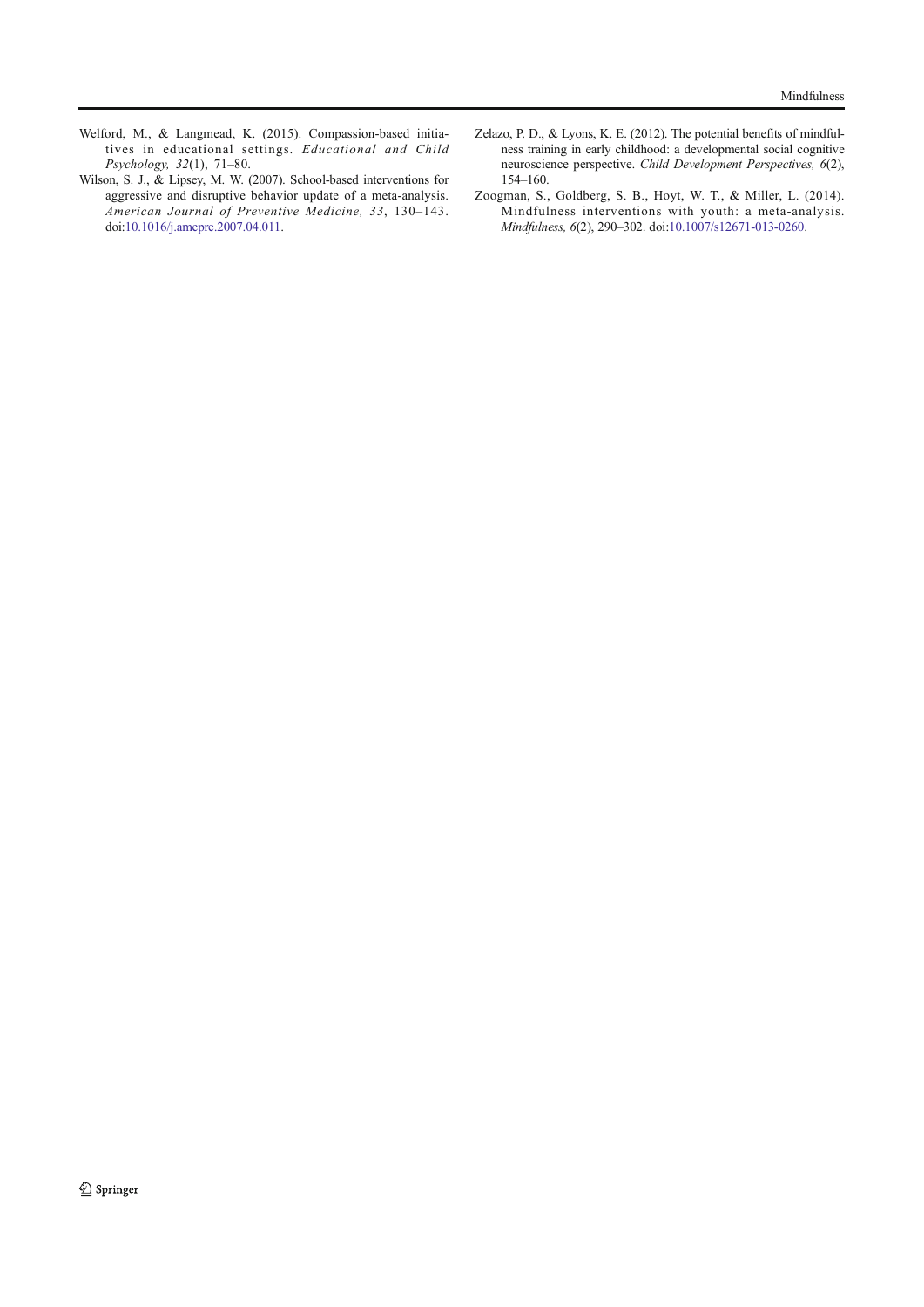Welford, M., & Langmead, K. (2015). Compassion-based initiatives in educational settings. *Educational and Child Psychology, 32*(1), 71–80.

Wilson, S. J., & Lipsey, M. W. (2007). School-based interventions for aggressive and disruptive behavior update of a meta-analysis. *American Journal of Preventive Medicine, 33*, 130–143. doi:10.1016/j.amepre.2007.04.011.

Zelazo, P. D., & Lyons, K. E. (2012). The potential benefits of mindfulness training in early childhood: a developmental social cognitive neuroscience perspective. *Child Development Perspectives, 6*(2), 154–160.

Zoogman, S., Goldberg, S. B., Hoyt, W. T., & Miller, L. (2014). Mindfulness interventions with youth: a meta-analysis. *Mindfulness, 6*(2), 290–302. doi:10.1007/s12671-013-0260.